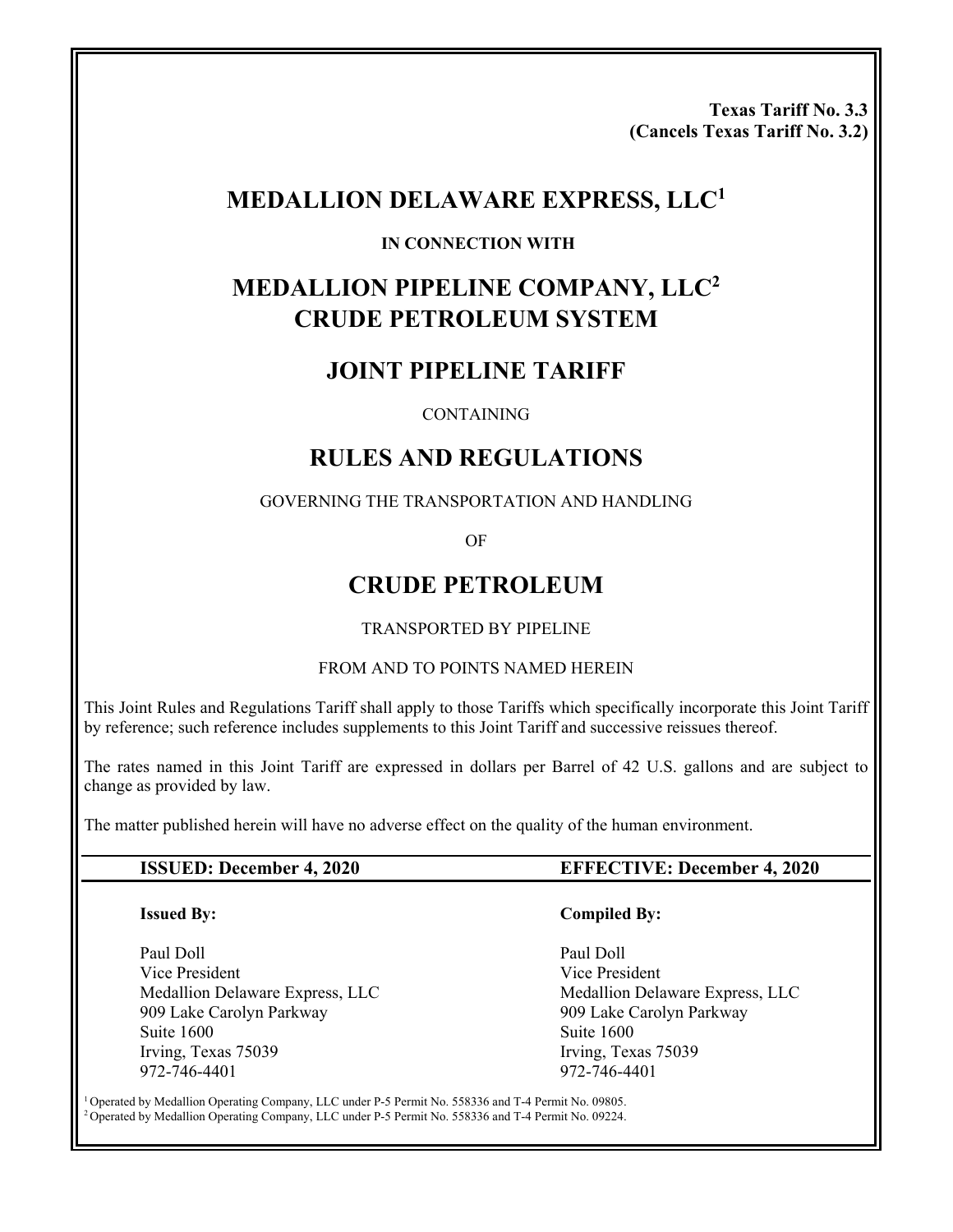**Texas Tariff No. 3.3**
**(Cancels Texas Tariff No. 3.2)**

# MEDALLION DELAWARE EXPRESS, LLC[1]

**IN CONNECTION WITH**

# MEDALLION PIPELINE COMPANY, LLC[2] CRUDE PETROLEUM SYSTEM

# JOINT PIPELINE TARIFF

CONTAINING

# RULES AND REGULATIONS

GOVERNING THE TRANSPORTATION AND HANDLING

OF

# CRUDE PETROLEUM

TRANSPORTED BY PIPELINE

FROM AND TO POINTS NAMED HEREIN

This Joint Rules and Regulations Tariff shall apply to those Tariffs which specifically incorporate this Joint Tariff by reference; such reference includes supplements to this Joint Tariff and successive reissues thereof.

The rates named in this Joint Tariff are expressed in dollars per Barrel of 42 U.S. gallons and are subject to change as provided by law.

The matter published herein will have no adverse effect on the quality of the human environment.

**ISSUED: December 4, 2020** | **EFFECTIVE: December 4, 2020**

**Issued By:**

Paul Doll
Vice President
Medallion Delaware Express, LLC
909 Lake Carolyn Parkway
Suite 1600
Irving, Texas 75039
972-746-4401

**Compiled By:**

Paul Doll
Vice President
Medallion Delaware Express, LLC
909 Lake Carolyn Parkway
Suite 1600
Irving, Texas 75039
972-746-4401

[1] Operated by Medallion Operating Company, LLC under P-5 Permit No. 558336 and T-4 Permit No. 09805.
[2] Operated by Medallion Operating Company, LLC under P-5 Permit No. 558336 and T-4 Permit No. 09224.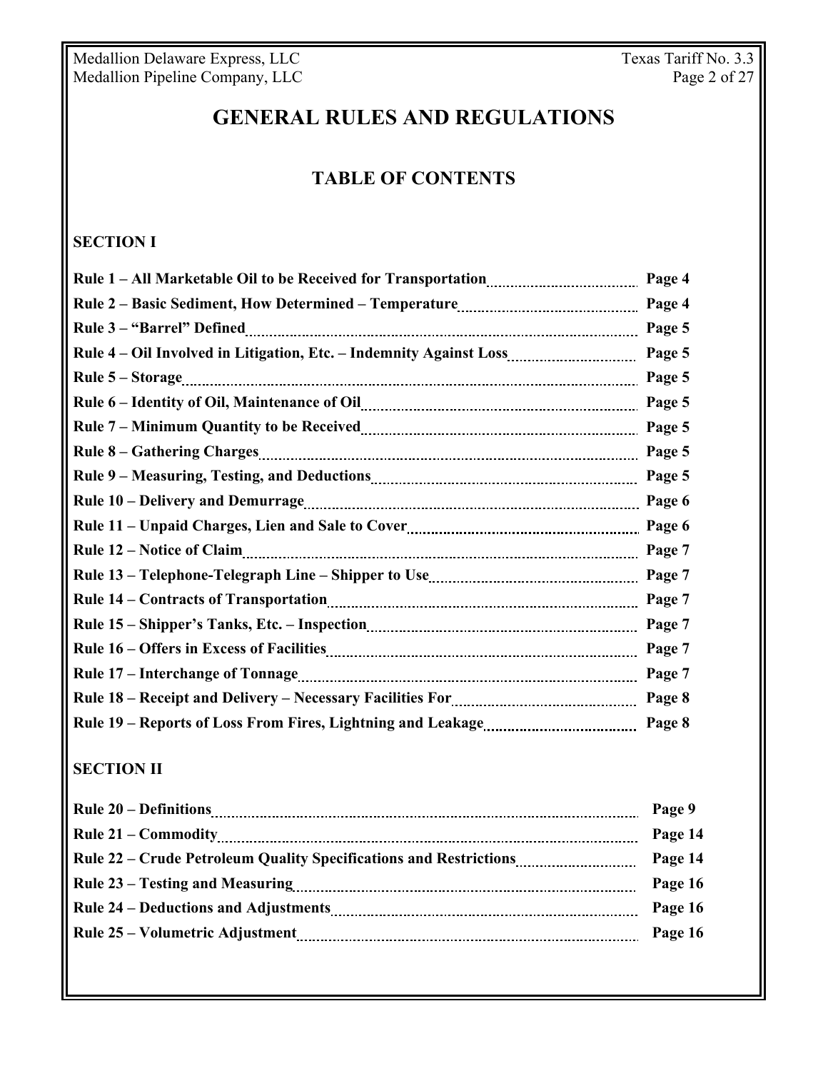# GENERAL RULES AND REGULATIONS

## TABLE OF CONTENTS

### SECTION I

| | |
|---|---|
| **Rule 1 – All Marketable Oil to be Received for Transportation** | **Page 4** |
| **Rule 2 – Basic Sediment, How Determined – Temperature** | **Page 4** |
| **Rule 3 – "Barrel" Defined** | **Page 5** |
| **Rule 4 – Oil Involved in Litigation, Etc. – Indemnity Against Loss** | **Page 5** |
| **Rule 5 – Storage** | **Page 5** |
| **Rule 6 – Identity of Oil, Maintenance of Oil** | **Page 5** |
| **Rule 7 – Minimum Quantity to be Received** | **Page 5** |
| **Rule 8 – Gathering Charges** | **Page 5** |
| **Rule 9 – Measuring, Testing, and Deductions** | **Page 5** |
| **Rule 10 – Delivery and Demurrage** | **Page 6** |
| **Rule 11 – Unpaid Charges, Lien and Sale to Cover** | **Page 6** |
| **Rule 12 – Notice of Claim** | **Page 7** |
| **Rule 13 – Telephone-Telegraph Line – Shipper to Use** | **Page 7** |
| **Rule 14 – Contracts of Transportation** | **Page 7** |
| **Rule 15 – Shipper's Tanks, Etc. – Inspection** | **Page 7** |
| **Rule 16 – Offers in Excess of Facilities** | **Page 7** |
| **Rule 17 – Interchange of Tonnage** | **Page 7** |
| **Rule 18 – Receipt and Delivery – Necessary Facilities For** | **Page 8** |
| **Rule 19 – Reports of Loss From Fires, Lightning and Leakage** | **Page 8** |

### SECTION II

| | |
|---|---|
| **Rule 20 – Definitions** | **Page 9** |
| **Rule 21 – Commodity** | **Page 14** |
| **Rule 22 – Crude Petroleum Quality Specifications and Restrictions** | **Page 14** |
| **Rule 23 – Testing and Measuring** | **Page 16** |
| **Rule 24 – Deductions and Adjustments** | **Page 16** |
| **Rule 25 – Volumetric Adjustment** | **Page 16** |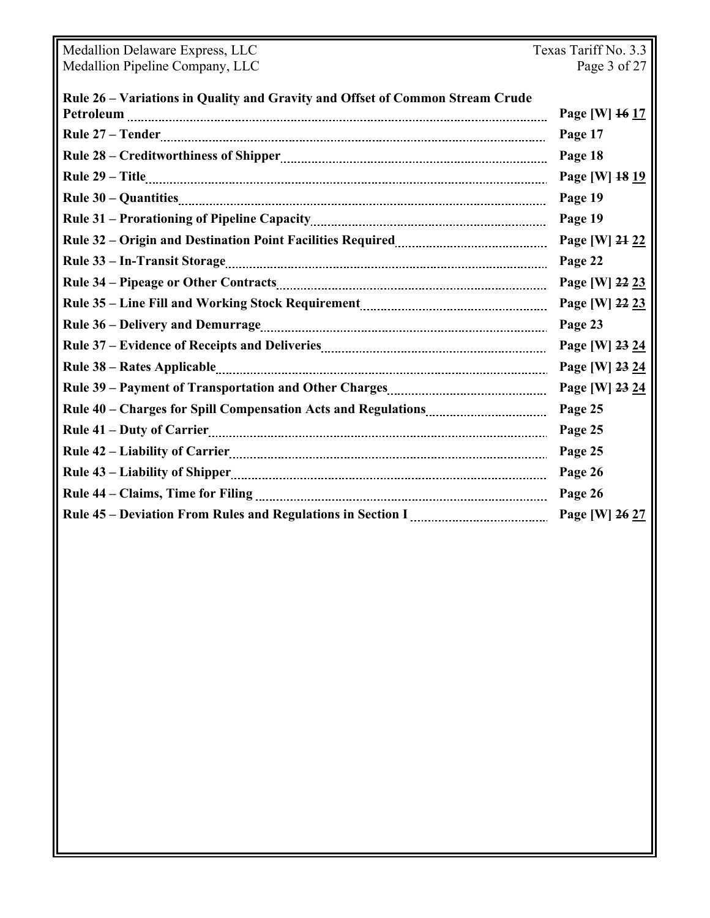| | |
|---|---|
| **Rule 26 – Variations in Quality and Gravity and Offset of Common Stream Crude Petroleum** | **Page [W] ~~16~~ 17** |
| **Rule 27 – Tender** | **Page 17** |
| **Rule 28 – Creditworthiness of Shipper** | **Page 18** |
| **Rule 29 – Title** | **Page [W] ~~18~~ 19** |
| **Rule 30 – Quantities** | **Page 19** |
| **Rule 31 – Prorationing of Pipeline Capacity** | **Page 19** |
| **Rule 32 – Origin and Destination Point Facilities Required** | **Page [W] ~~21~~ 22** |
| **Rule 33 – In-Transit Storage** | **Page 22** |
| **Rule 34 – Pipeage or Other Contracts** | **Page [W] ~~22~~ 23** |
| **Rule 35 – Line Fill and Working Stock Requirement** | **Page [W] ~~22~~ 23** |
| **Rule 36 – Delivery and Demurrage** | **Page 23** |
| **Rule 37 – Evidence of Receipts and Deliveries** | **Page [W] ~~23~~ 24** |
| **Rule 38 – Rates Applicable** | **Page [W] ~~23~~ 24** |
| **Rule 39 – Payment of Transportation and Other Charges** | **Page [W] ~~23~~ 24** |
| **Rule 40 – Charges for Spill Compensation Acts and Regulations** | **Page 25** |
| **Rule 41 – Duty of Carrier** | **Page 25** |
| **Rule 42 – Liability of Carrier** | **Page 25** |
| **Rule 43 – Liability of Shipper** | **Page 26** |
| **Rule 44 – Claims, Time for Filing** | **Page 26** |
| **Rule 45 – Deviation From Rules and Regulations in Section I** | **Page [W] ~~26~~ 27** |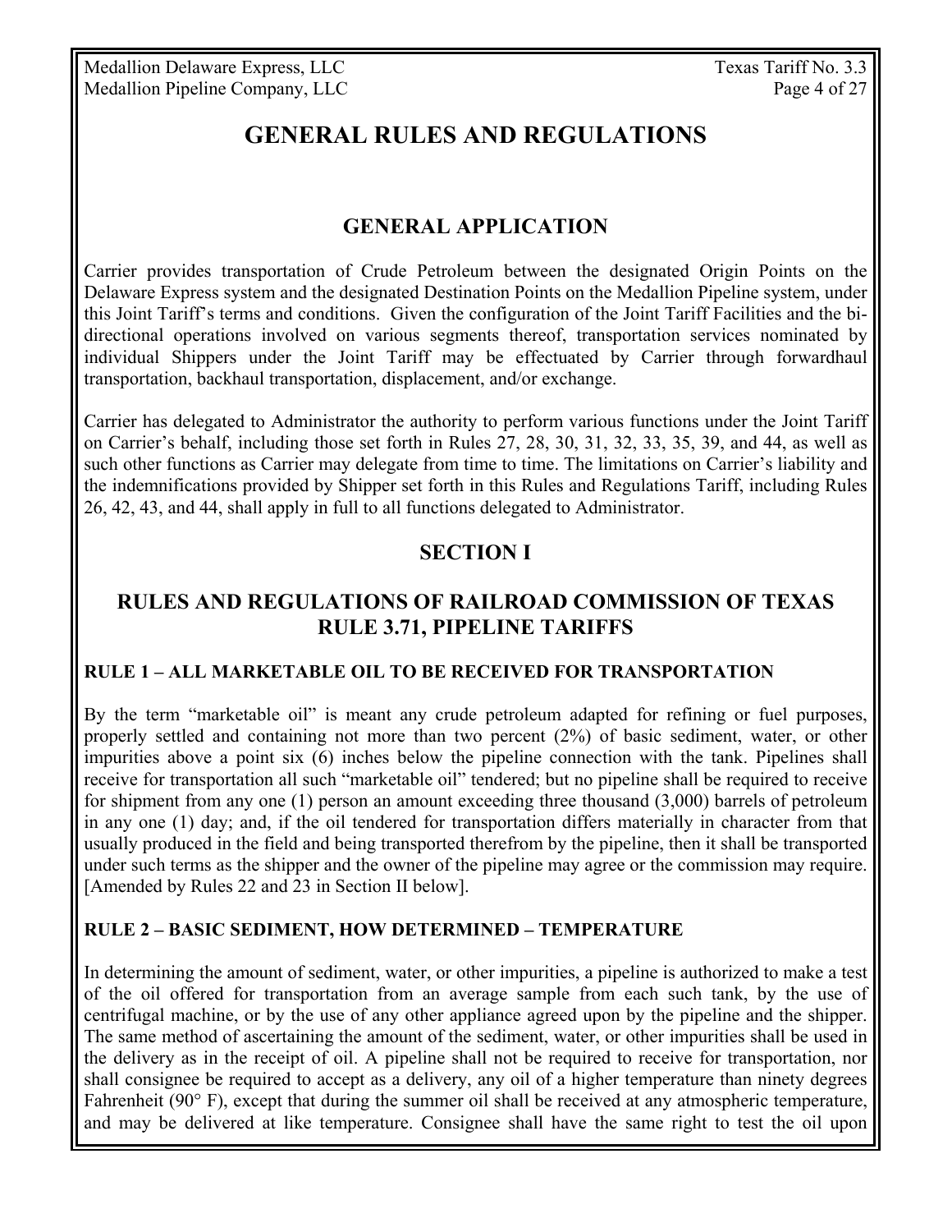# GENERAL RULES AND REGULATIONS

## GENERAL APPLICATION

Carrier provides transportation of Crude Petroleum between the designated Origin Points on the Delaware Express system and the designated Destination Points on the Medallion Pipeline system, under this Joint Tariff's terms and conditions. Given the configuration of the Joint Tariff Facilities and the bi-directional operations involved on various segments thereof, transportation services nominated by individual Shippers under the Joint Tariff may be effectuated by Carrier through forwardhaul transportation, backhaul transportation, displacement, and/or exchange.

Carrier has delegated to Administrator the authority to perform various functions under the Joint Tariff on Carrier's behalf, including those set forth in Rules 27, 28, 30, 31, 32, 33, 35, 39, and 44, as well as such other functions as Carrier may delegate from time to time. The limitations on Carrier's liability and the indemnifications provided by Shipper set forth in this Rules and Regulations Tariff, including Rules 26, 42, 43, and 44, shall apply in full to all functions delegated to Administrator.

## SECTION I

## RULES AND REGULATIONS OF RAILROAD COMMISSION OF TEXAS RULE 3.71, PIPELINE TARIFFS

### RULE 1 – ALL MARKETABLE OIL TO BE RECEIVED FOR TRANSPORTATION

By the term "marketable oil" is meant any crude petroleum adapted for refining or fuel purposes, properly settled and containing not more than two percent (2%) of basic sediment, water, or other impurities above a point six (6) inches below the pipeline connection with the tank. Pipelines shall receive for transportation all such "marketable oil" tendered; but no pipeline shall be required to receive for shipment from any one (1) person an amount exceeding three thousand (3,000) barrels of petroleum in any one (1) day; and, if the oil tendered for transportation differs materially in character from that usually produced in the field and being transported therefrom by the pipeline, then it shall be transported under such terms as the shipper and the owner of the pipeline may agree or the commission may require. [Amended by Rules 22 and 23 in Section II below].

### RULE 2 – BASIC SEDIMENT, HOW DETERMINED – TEMPERATURE

In determining the amount of sediment, water, or other impurities, a pipeline is authorized to make a test of the oil offered for transportation from an average sample from each such tank, by the use of centrifugal machine, or by the use of any other appliance agreed upon by the pipeline and the shipper. The same method of ascertaining the amount of the sediment, water, or other impurities shall be used in the delivery as in the receipt of oil. A pipeline shall not be required to receive for transportation, nor shall consignee be required to accept as a delivery, any oil of a higher temperature than ninety degrees Fahrenheit (90° F), except that during the summer oil shall be received at any atmospheric temperature, and may be delivered at like temperature. Consignee shall have the same right to test the oil upon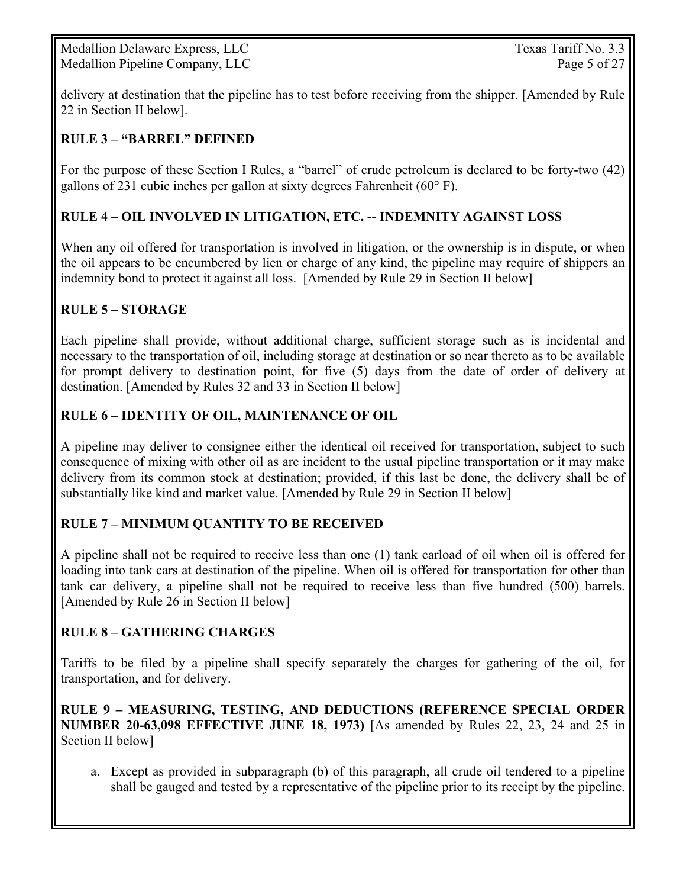delivery at destination that the pipeline has to test before receiving from the shipper. [Amended by Rule 22 in Section II below].

## RULE 3 – "BARREL" DEFINED

For the purpose of these Section I Rules, a "barrel" of crude petroleum is declared to be forty-two (42) gallons of 231 cubic inches per gallon at sixty degrees Fahrenheit (60° F).

## RULE 4 – OIL INVOLVED IN LITIGATION, ETC. -- INDEMNITY AGAINST LOSS

When any oil offered for transportation is involved in litigation, or the ownership is in dispute, or when the oil appears to be encumbered by lien or charge of any kind, the pipeline may require of shippers an indemnity bond to protect it against all loss. [Amended by Rule 29 in Section II below]

## RULE 5 – STORAGE

Each pipeline shall provide, without additional charge, sufficient storage such as is incidental and necessary to the transportation of oil, including storage at destination or so near thereto as to be available for prompt delivery to destination point, for five (5) days from the date of order of delivery at destination. [Amended by Rules 32 and 33 in Section II below]

## RULE 6 – IDENTITY OF OIL, MAINTENANCE OF OIL

A pipeline may deliver to consignee either the identical oil received for transportation, subject to such consequence of mixing with other oil as are incident to the usual pipeline transportation or it may make delivery from its common stock at destination; provided, if this last be done, the delivery shall be of substantially like kind and market value. [Amended by Rule 29 in Section II below]

## RULE 7 – MINIMUM QUANTITY TO BE RECEIVED

A pipeline shall not be required to receive less than one (1) tank carload of oil when oil is offered for loading into tank cars at destination of the pipeline. When oil is offered for transportation for other than tank car delivery, a pipeline shall not be required to receive less than five hundred (500) barrels. [Amended by Rule 26 in Section II below]

## RULE 8 – GATHERING CHARGES

Tariffs to be filed by a pipeline shall specify separately the charges for gathering of the oil, for transportation, and for delivery.

## RULE 9 – MEASURING, TESTING, AND DEDUCTIONS (REFERENCE SPECIAL ORDER NUMBER 20-63,098 EFFECTIVE JUNE 18, 1973) [As amended by Rules 22, 23, 24 and 25 in Section II below]

a. Except as provided in subparagraph (b) of this paragraph, all crude oil tendered to a pipeline shall be gauged and tested by a representative of the pipeline prior to its receipt by the pipeline.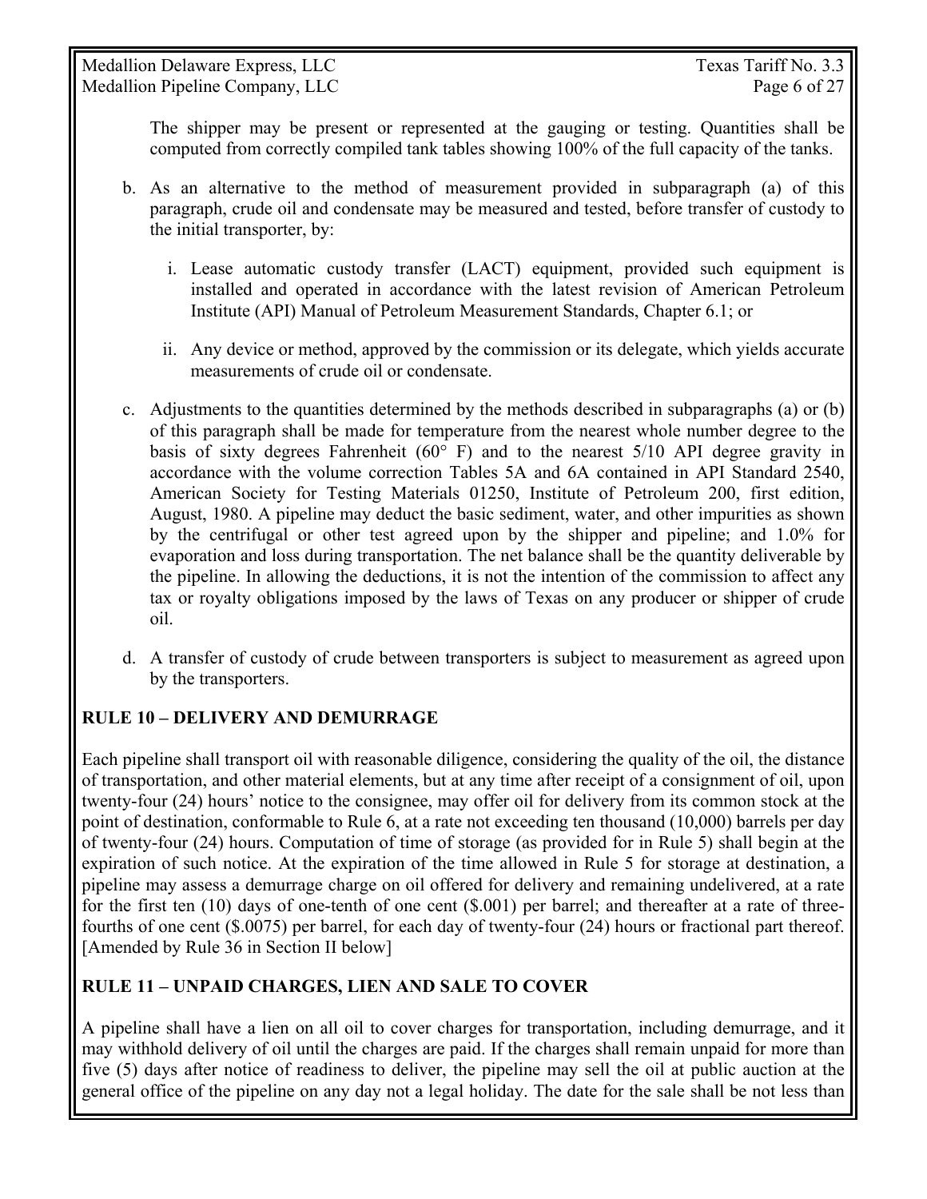The shipper may be present or represented at the gauging or testing. Quantities shall be computed from correctly compiled tank tables showing 100% of the full capacity of the tanks.

b. As an alternative to the method of measurement provided in subparagraph (a) of this paragraph, crude oil and condensate may be measured and tested, before transfer of custody to the initial transporter, by:

   i. Lease automatic custody transfer (LACT) equipment, provided such equipment is installed and operated in accordance with the latest revision of American Petroleum Institute (API) Manual of Petroleum Measurement Standards, Chapter 6.1; or

   ii. Any device or method, approved by the commission or its delegate, which yields accurate measurements of crude oil or condensate.

c. Adjustments to the quantities determined by the methods described in subparagraphs (a) or (b) of this paragraph shall be made for temperature from the nearest whole number degree to the basis of sixty degrees Fahrenheit (60° F) and to the nearest 5/10 API degree gravity in accordance with the volume correction Tables 5A and 6A contained in API Standard 2540, American Society for Testing Materials 01250, Institute of Petroleum 200, first edition, August, 1980. A pipeline may deduct the basic sediment, water, and other impurities as shown by the centrifugal or other test agreed upon by the shipper and pipeline; and 1.0% for evaporation and loss during transportation. The net balance shall be the quantity deliverable by the pipeline. In allowing the deductions, it is not the intention of the commission to affect any tax or royalty obligations imposed by the laws of Texas on any producer or shipper of crude oil.

d. A transfer of custody of crude between transporters is subject to measurement as agreed upon by the transporters.

**RULE 10 – DELIVERY AND DEMURRAGE**

Each pipeline shall transport oil with reasonable diligence, considering the quality of the oil, the distance of transportation, and other material elements, but at any time after receipt of a consignment of oil, upon twenty-four (24) hours' notice to the consignee, may offer oil for delivery from its common stock at the point of destination, conformable to Rule 6, at a rate not exceeding ten thousand (10,000) barrels per day of twenty-four (24) hours. Computation of time of storage (as provided for in Rule 5) shall begin at the expiration of such notice. At the expiration of the time allowed in Rule 5 for storage at destination, a pipeline may assess a demurrage charge on oil offered for delivery and remaining undelivered, at a rate for the first ten (10) days of one-tenth of one cent ($.001) per barrel; and thereafter at a rate of three-fourths of one cent ($.0075) per barrel, for each day of twenty-four (24) hours or fractional part thereof. [Amended by Rule 36 in Section II below]

**RULE 11 – UNPAID CHARGES, LIEN AND SALE TO COVER**

A pipeline shall have a lien on all oil to cover charges for transportation, including demurrage, and it may withhold delivery of oil until the charges are paid. If the charges shall remain unpaid for more than five (5) days after notice of readiness to deliver, the pipeline may sell the oil at public auction at the general office of the pipeline on any day not a legal holiday. The date for the sale shall be not less than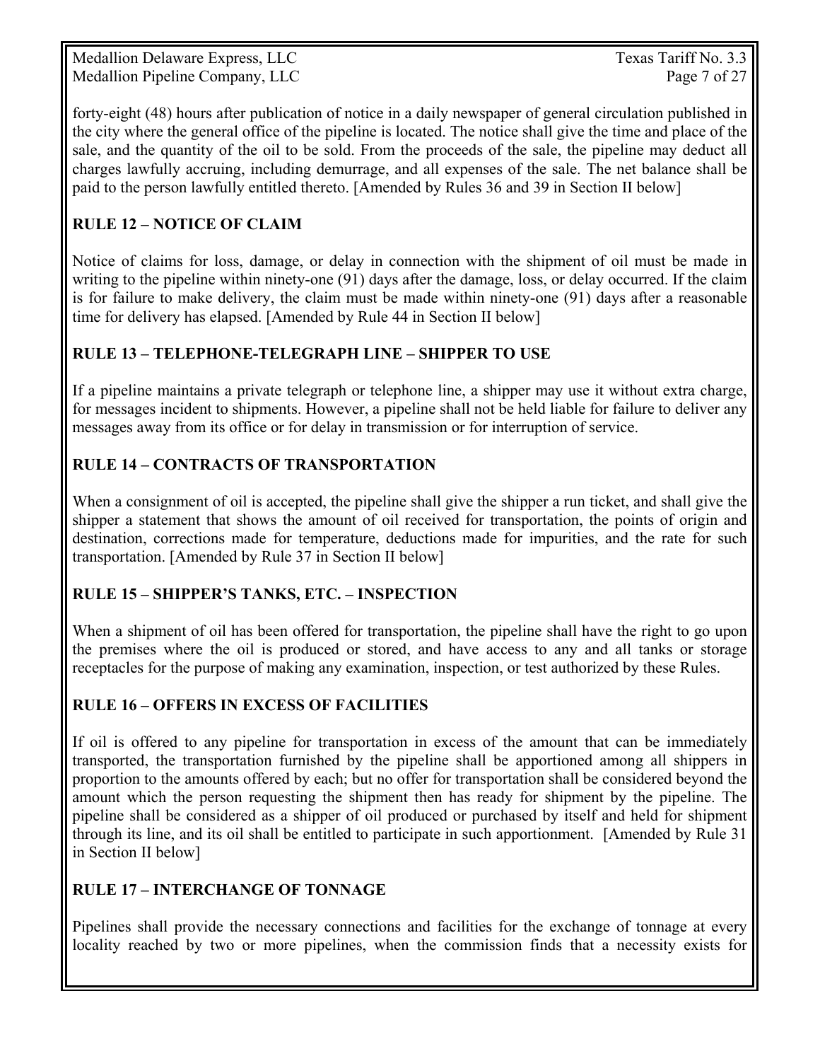forty-eight (48) hours after publication of notice in a daily newspaper of general circulation published in the city where the general office of the pipeline is located. The notice shall give the time and place of the sale, and the quantity of the oil to be sold. From the proceeds of the sale, the pipeline may deduct all charges lawfully accruing, including demurrage, and all expenses of the sale. The net balance shall be paid to the person lawfully entitled thereto. [Amended by Rules 36 and 39 in Section II below]

**RULE 12 – NOTICE OF CLAIM**

Notice of claims for loss, damage, or delay in connection with the shipment of oil must be made in writing to the pipeline within ninety-one (91) days after the damage, loss, or delay occurred. If the claim is for failure to make delivery, the claim must be made within ninety-one (91) days after a reasonable time for delivery has elapsed. [Amended by Rule 44 in Section II below]

**RULE 13 – TELEPHONE-TELEGRAPH LINE – SHIPPER TO USE**

If a pipeline maintains a private telegraph or telephone line, a shipper may use it without extra charge, for messages incident to shipments. However, a pipeline shall not be held liable for failure to deliver any messages away from its office or for delay in transmission or for interruption of service.

**RULE 14 – CONTRACTS OF TRANSPORTATION**

When a consignment of oil is accepted, the pipeline shall give the shipper a run ticket, and shall give the shipper a statement that shows the amount of oil received for transportation, the points of origin and destination, corrections made for temperature, deductions made for impurities, and the rate for such transportation. [Amended by Rule 37 in Section II below]

**RULE 15 – SHIPPER'S TANKS, ETC. – INSPECTION**

When a shipment of oil has been offered for transportation, the pipeline shall have the right to go upon the premises where the oil is produced or stored, and have access to any and all tanks or storage receptacles for the purpose of making any examination, inspection, or test authorized by these Rules.

**RULE 16 – OFFERS IN EXCESS OF FACILITIES**

If oil is offered to any pipeline for transportation in excess of the amount that can be immediately transported, the transportation furnished by the pipeline shall be apportioned among all shippers in proportion to the amounts offered by each; but no offer for transportation shall be considered beyond the amount which the person requesting the shipment then has ready for shipment by the pipeline. The pipeline shall be considered as a shipper of oil produced or purchased by itself and held for shipment through its line, and its oil shall be entitled to participate in such apportionment. [Amended by Rule 31 in Section II below]

**RULE 17 – INTERCHANGE OF TONNAGE**

Pipelines shall provide the necessary connections and facilities for the exchange of tonnage at every locality reached by two or more pipelines, when the commission finds that a necessity exists for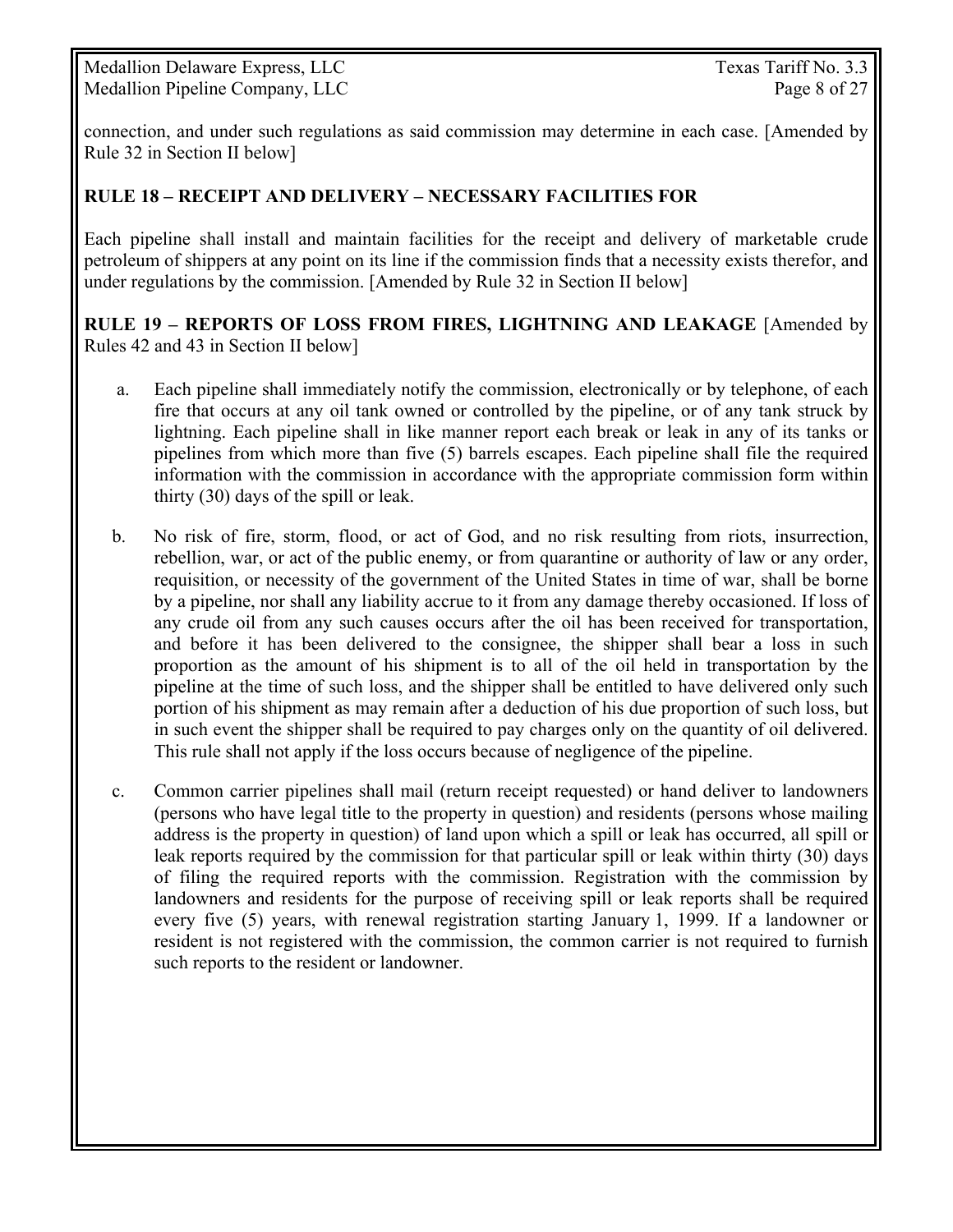connection, and under such regulations as said commission may determine in each case. [Amended by Rule 32 in Section II below]

**RULE 18 – RECEIPT AND DELIVERY – NECESSARY FACILITIES FOR**

Each pipeline shall install and maintain facilities for the receipt and delivery of marketable crude petroleum of shippers at any point on its line if the commission finds that a necessity exists therefor, and under regulations by the commission. [Amended by Rule 32 in Section II below]

**RULE 19 – REPORTS OF LOSS FROM FIRES, LIGHTNING AND LEAKAGE** [Amended by Rules 42 and 43 in Section II below]

a. Each pipeline shall immediately notify the commission, electronically or by telephone, of each fire that occurs at any oil tank owned or controlled by the pipeline, or of any tank struck by lightning. Each pipeline shall in like manner report each break or leak in any of its tanks or pipelines from which more than five (5) barrels escapes. Each pipeline shall file the required information with the commission in accordance with the appropriate commission form within thirty (30) days of the spill or leak.

b. No risk of fire, storm, flood, or act of God, and no risk resulting from riots, insurrection, rebellion, war, or act of the public enemy, or from quarantine or authority of law or any order, requisition, or necessity of the government of the United States in time of war, shall be borne by a pipeline, nor shall any liability accrue to it from any damage thereby occasioned. If loss of any crude oil from any such causes occurs after the oil has been received for transportation, and before it has been delivered to the consignee, the shipper shall bear a loss in such proportion as the amount of his shipment is to all of the oil held in transportation by the pipeline at the time of such loss, and the shipper shall be entitled to have delivered only such portion of his shipment as may remain after a deduction of his due proportion of such loss, but in such event the shipper shall be required to pay charges only on the quantity of oil delivered. This rule shall not apply if the loss occurs because of negligence of the pipeline.

c. Common carrier pipelines shall mail (return receipt requested) or hand deliver to landowners (persons who have legal title to the property in question) and residents (persons whose mailing address is the property in question) of land upon which a spill or leak has occurred, all spill or leak reports required by the commission for that particular spill or leak within thirty (30) days of filing the required reports with the commission. Registration with the commission by landowners and residents for the purpose of receiving spill or leak reports shall be required every five (5) years, with renewal registration starting January 1, 1999. If a landowner or resident is not registered with the commission, the common carrier is not required to furnish such reports to the resident or landowner.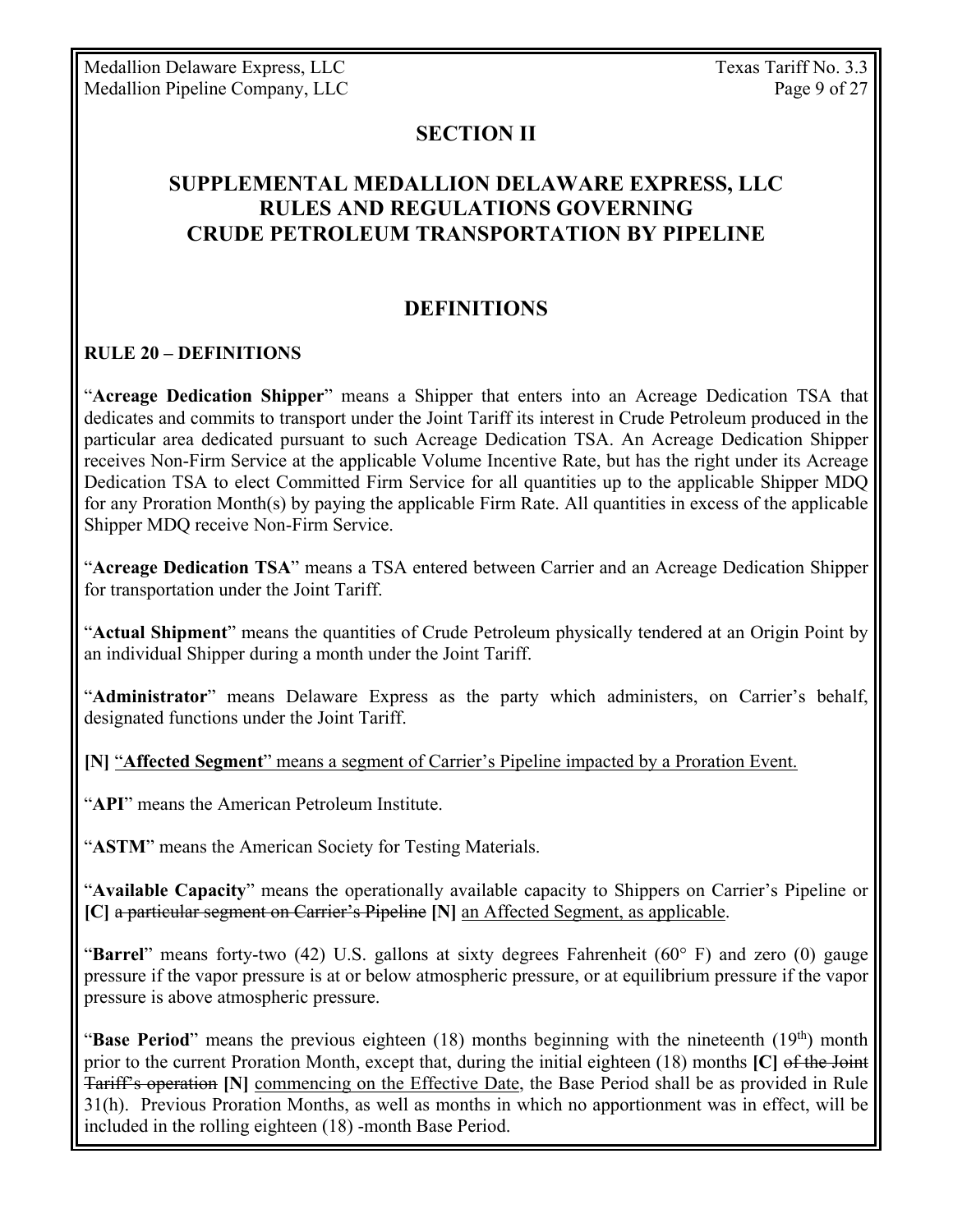## SECTION II

## SUPPLEMENTAL MEDALLION DELAWARE EXPRESS, LLC RULES AND REGULATIONS GOVERNING CRUDE PETROLEUM TRANSPORTATION BY PIPELINE

## DEFINITIONS

### RULE 20 – DEFINITIONS

"**Acreage Dedication Shipper**" means a Shipper that enters into an Acreage Dedication TSA that dedicates and commits to transport under the Joint Tariff its interest in Crude Petroleum produced in the particular area dedicated pursuant to such Acreage Dedication TSA. An Acreage Dedication Shipper receives Non-Firm Service at the applicable Volume Incentive Rate, but has the right under its Acreage Dedication TSA to elect Committed Firm Service for all quantities up to the applicable Shipper MDQ for any Proration Month(s) by paying the applicable Firm Rate. All quantities in excess of the applicable Shipper MDQ receive Non-Firm Service.

"**Acreage Dedication TSA**" means a TSA entered between Carrier and an Acreage Dedication Shipper for transportation under the Joint Tariff.

"**Actual Shipment**" means the quantities of Crude Petroleum physically tendered at an Origin Point by an individual Shipper during a month under the Joint Tariff.

"**Administrator**" means Delaware Express as the party which administers, on Carrier's behalf, designated functions under the Joint Tariff.

**[N]** <u>"**Affected Segment**" means a segment of Carrier's Pipeline impacted by a Proration Event.</u>

"**API**" means the American Petroleum Institute.

"**ASTM**" means the American Society for Testing Materials.

"**Available Capacity**" means the operationally available capacity to Shippers on Carrier's Pipeline or **[C]** ~~a particular segment on Carrier's Pipeline~~ **[N]** <u>an Affected Segment, as applicable</u>.

"**Barrel**" means forty-two (42) U.S. gallons at sixty degrees Fahrenheit (60° F) and zero (0) gauge pressure if the vapor pressure is at or below atmospheric pressure, or at equilibrium pressure if the vapor pressure is above atmospheric pressure.

"**Base Period**" means the previous eighteen (18) months beginning with the nineteenth (19th) month prior to the current Proration Month, except that, during the initial eighteen (18) months **[C]** ~~of the Joint Tariff's operation~~ **[N]** <u>commencing on the Effective Date</u>, the Base Period shall be as provided in Rule 31(h). Previous Proration Months, as well as months in which no apportionment was in effect, will be included in the rolling eighteen (18) -month Base Period.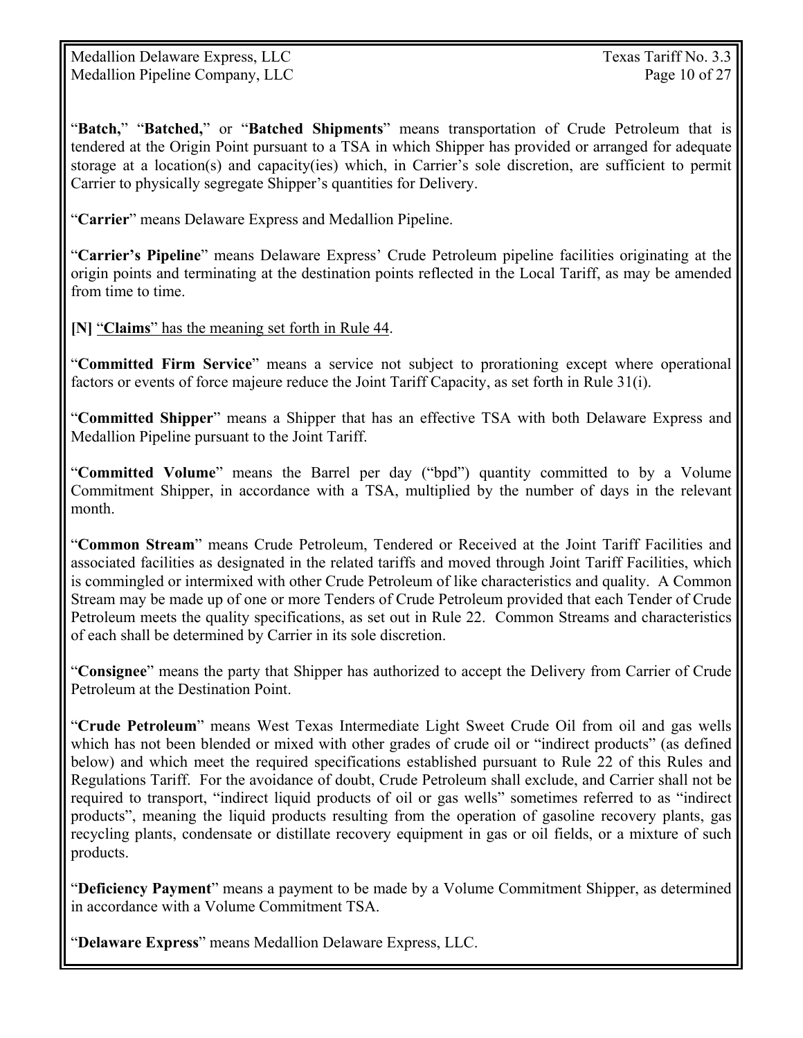"**Batch,**" "**Batched,**" or "**Batched Shipments**" means transportation of Crude Petroleum that is tendered at the Origin Point pursuant to a TSA in which Shipper has provided or arranged for adequate storage at a location(s) and capacity(ies) which, in Carrier's sole discretion, are sufficient to permit Carrier to physically segregate Shipper's quantities for Delivery.

"**Carrier**" means Delaware Express and Medallion Pipeline.

"**Carrier's Pipeline**" means Delaware Express' Crude Petroleum pipeline facilities originating at the origin points and terminating at the destination points reflected in the Local Tariff, as may be amended from time to time.

**[N]** <u>"**Claims**" has the meaning set forth in Rule 44</u>.

"**Committed Firm Service**" means a service not subject to prorationing except where operational factors or events of force majeure reduce the Joint Tariff Capacity, as set forth in Rule 31(i).

"**Committed Shipper**" means a Shipper that has an effective TSA with both Delaware Express and Medallion Pipeline pursuant to the Joint Tariff.

"**Committed Volume**" means the Barrel per day ("bpd") quantity committed to by a Volume Commitment Shipper, in accordance with a TSA, multiplied by the number of days in the relevant month.

"**Common Stream**" means Crude Petroleum, Tendered or Received at the Joint Tariff Facilities and associated facilities as designated in the related tariffs and moved through Joint Tariff Facilities, which is commingled or intermixed with other Crude Petroleum of like characteristics and quality. A Common Stream may be made up of one or more Tenders of Crude Petroleum provided that each Tender of Crude Petroleum meets the quality specifications, as set out in Rule 22. Common Streams and characteristics of each shall be determined by Carrier in its sole discretion.

"**Consignee**" means the party that Shipper has authorized to accept the Delivery from Carrier of Crude Petroleum at the Destination Point.

"**Crude Petroleum**" means West Texas Intermediate Light Sweet Crude Oil from oil and gas wells which has not been blended or mixed with other grades of crude oil or "indirect products" (as defined below) and which meet the required specifications established pursuant to Rule 22 of this Rules and Regulations Tariff. For the avoidance of doubt, Crude Petroleum shall exclude, and Carrier shall not be required to transport, "indirect liquid products of oil or gas wells" sometimes referred to as "indirect products", meaning the liquid products resulting from the operation of gasoline recovery plants, gas recycling plants, condensate or distillate recovery equipment in gas or oil fields, or a mixture of such products.

"**Deficiency Payment**" means a payment to be made by a Volume Commitment Shipper, as determined in accordance with a Volume Commitment TSA.

"**Delaware Express**" means Medallion Delaware Express, LLC.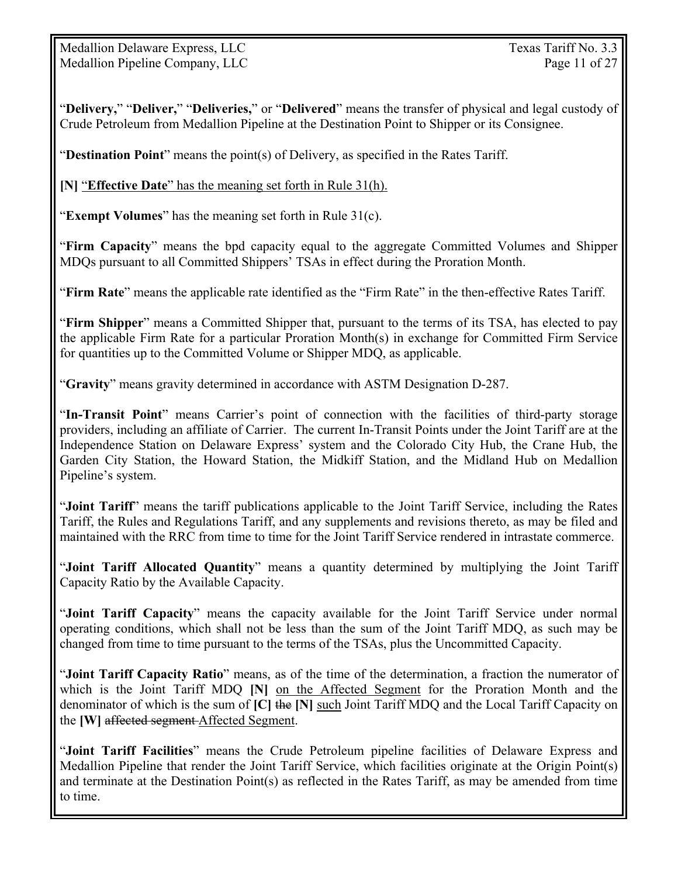"**Delivery,**" "**Deliver,**" "**Deliveries,**" or "**Delivered**" means the transfer of physical and legal custody of Crude Petroleum from Medallion Pipeline at the Destination Point to Shipper or its Consignee.

"**Destination Point**" means the point(s) of Delivery, as specified in the Rates Tariff.

**[N]** "**Effective Date**" has the meaning set forth in Rule 31(h).

"**Exempt Volumes**" has the meaning set forth in Rule 31(c).

"**Firm Capacity**" means the bpd capacity equal to the aggregate Committed Volumes and Shipper MDQs pursuant to all Committed Shippers' TSAs in effect during the Proration Month.

"**Firm Rate**" means the applicable rate identified as the "Firm Rate" in the then-effective Rates Tariff.

"**Firm Shipper**" means a Committed Shipper that, pursuant to the terms of its TSA, has elected to pay the applicable Firm Rate for a particular Proration Month(s) in exchange for Committed Firm Service for quantities up to the Committed Volume or Shipper MDQ, as applicable.

"**Gravity**" means gravity determined in accordance with ASTM Designation D-287.

"**In-Transit Point**" means Carrier's point of connection with the facilities of third-party storage providers, including an affiliate of Carrier. The current In-Transit Points under the Joint Tariff are at the Independence Station on Delaware Express' system and the Colorado City Hub, the Crane Hub, the Garden City Station, the Howard Station, the Midkiff Station, and the Midland Hub on Medallion Pipeline's system.

"**Joint Tariff**" means the tariff publications applicable to the Joint Tariff Service, including the Rates Tariff, the Rules and Regulations Tariff, and any supplements and revisions thereto, as may be filed and maintained with the RRC from time to time for the Joint Tariff Service rendered in intrastate commerce.

"**Joint Tariff Allocated Quantity**" means a quantity determined by multiplying the Joint Tariff Capacity Ratio by the Available Capacity.

"**Joint Tariff Capacity**" means the capacity available for the Joint Tariff Service under normal operating conditions, which shall not be less than the sum of the Joint Tariff MDQ, as such may be changed from time to time pursuant to the terms of the TSAs, plus the Uncommitted Capacity.

"**Joint Tariff Capacity Ratio**" means, as of the time of the determination, a fraction the numerator of which is the Joint Tariff MDQ **[N]** on the Affected Segment for the Proration Month and the denominator of which is the sum of **[C]** ~~the~~ **[N]** such Joint Tariff MDQ and the Local Tariff Capacity on the **[W]** ~~affected segment~~ Affected Segment.

"**Joint Tariff Facilities**" means the Crude Petroleum pipeline facilities of Delaware Express and Medallion Pipeline that render the Joint Tariff Service, which facilities originate at the Origin Point(s) and terminate at the Destination Point(s) as reflected in the Rates Tariff, as may be amended from time to time.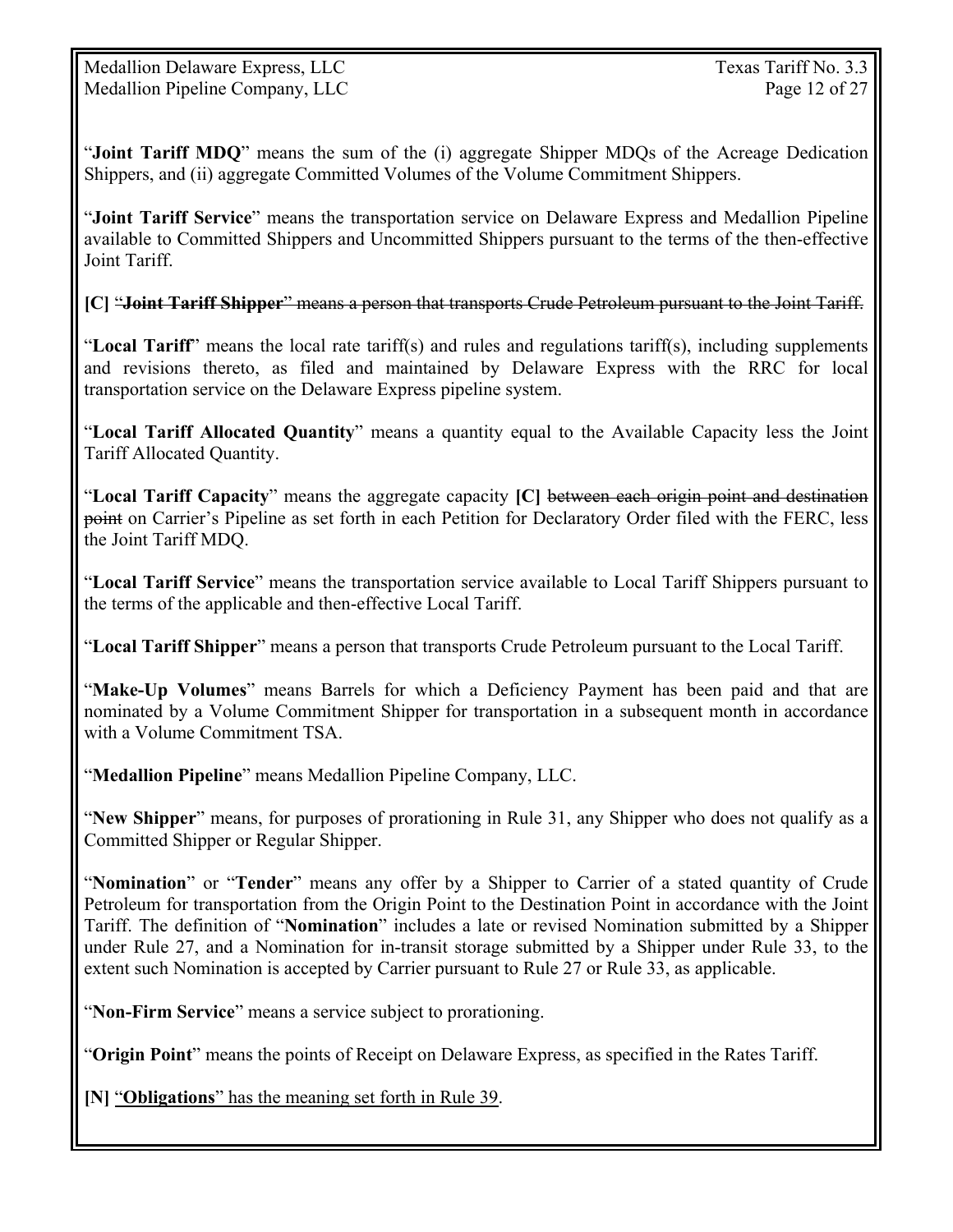"**Joint Tariff MDQ**" means the sum of the (i) aggregate Shipper MDQs of the Acreage Dedication Shippers, and (ii) aggregate Committed Volumes of the Volume Commitment Shippers.

"**Joint Tariff Service**" means the transportation service on Delaware Express and Medallion Pipeline available to Committed Shippers and Uncommitted Shippers pursuant to the terms of the then-effective Joint Tariff.

**[C]** ~~"**Joint Tariff Shipper**" means a person that transports Crude Petroleum pursuant to the Joint Tariff.~~

"**Local Tariff**" means the local rate tariff(s) and rules and regulations tariff(s), including supplements and revisions thereto, as filed and maintained by Delaware Express with the RRC for local transportation service on the Delaware Express pipeline system.

"**Local Tariff Allocated Quantity**" means a quantity equal to the Available Capacity less the Joint Tariff Allocated Quantity.

"**Local Tariff Capacity**" means the aggregate capacity **[C]** ~~between each origin point and destination point~~ on Carrier's Pipeline as set forth in each Petition for Declaratory Order filed with the FERC, less the Joint Tariff MDQ.

"**Local Tariff Service**" means the transportation service available to Local Tariff Shippers pursuant to the terms of the applicable and then-effective Local Tariff.

"**Local Tariff Shipper**" means a person that transports Crude Petroleum pursuant to the Local Tariff.

"**Make-Up Volumes**" means Barrels for which a Deficiency Payment has been paid and that are nominated by a Volume Commitment Shipper for transportation in a subsequent month in accordance with a Volume Commitment TSA.

"**Medallion Pipeline**" means Medallion Pipeline Company, LLC.

"**New Shipper**" means, for purposes of prorationing in Rule 31, any Shipper who does not qualify as a Committed Shipper or Regular Shipper.

"**Nomination**" or "**Tender**" means any offer by a Shipper to Carrier of a stated quantity of Crude Petroleum for transportation from the Origin Point to the Destination Point in accordance with the Joint Tariff. The definition of "**Nomination**" includes a late or revised Nomination submitted by a Shipper under Rule 27, and a Nomination for in-transit storage submitted by a Shipper under Rule 33, to the extent such Nomination is accepted by Carrier pursuant to Rule 27 or Rule 33, as applicable.

"**Non-Firm Service**" means a service subject to prorationing.

"**Origin Point**" means the points of Receipt on Delaware Express, as specified in the Rates Tariff.

**[N]** <u>"**Obligations**" has the meaning set forth in Rule 39</u>.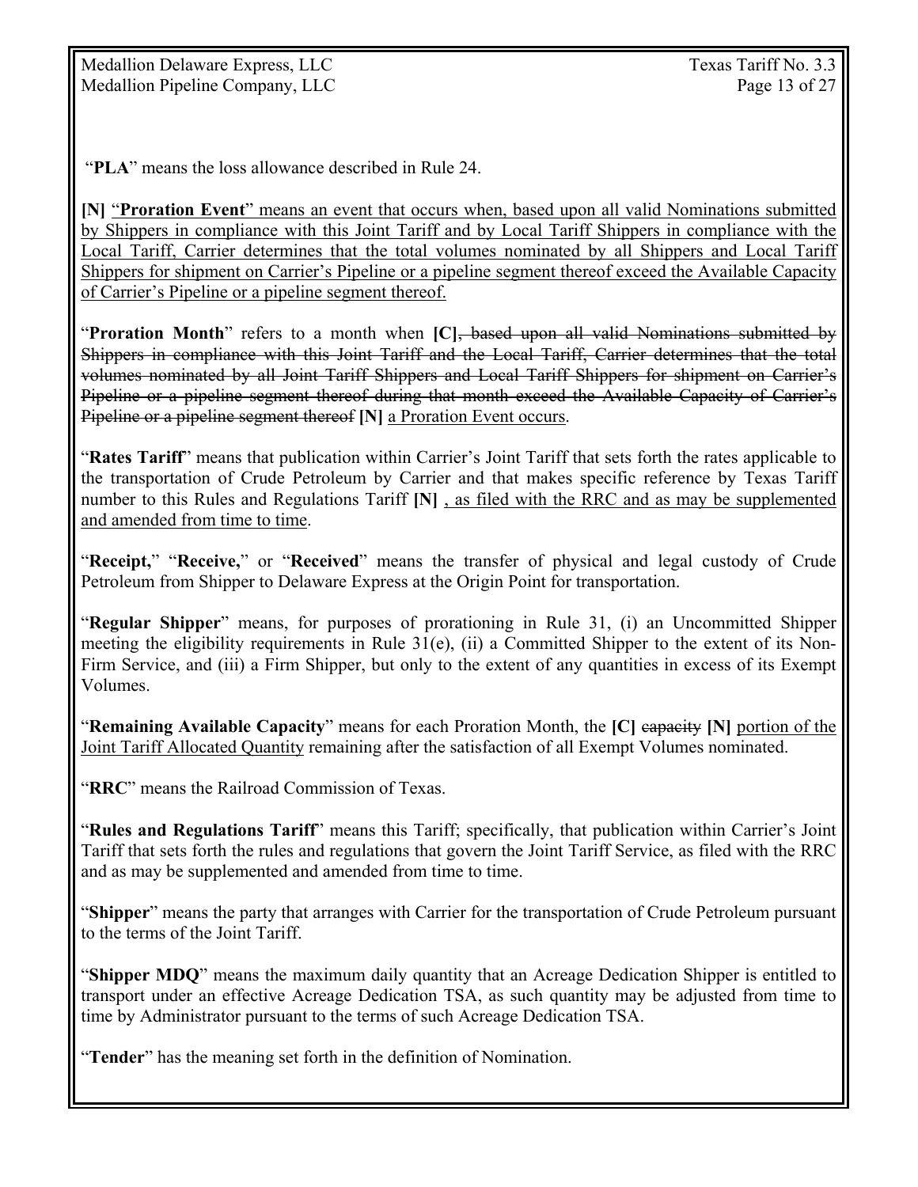"**PLA**" means the loss allowance described in Rule 24.

**[N]** "**Proration Event**" means an event that occurs when, based upon all valid Nominations submitted by Shippers in compliance with this Joint Tariff and by Local Tariff Shippers in compliance with the Local Tariff, Carrier determines that the total volumes nominated by all Shippers and Local Tariff Shippers for shipment on Carrier's Pipeline or a pipeline segment thereof exceed the Available Capacity of Carrier's Pipeline or a pipeline segment thereof.

"**Proration Month**" refers to a month when **[C]** ~~, based upon all valid Nominations submitted by Shippers in compliance with this Joint Tariff and the Local Tariff, Carrier determines that the total volumes nominated by all Joint Tariff Shippers and Local Tariff Shippers for shipment on Carrier's Pipeline or a pipeline segment thereof during that month exceed the Available Capacity of Carrier's Pipeline or a pipeline segment thereof~~ **[N]** a Proration Event occurs.

"**Rates Tariff**" means that publication within Carrier's Joint Tariff that sets forth the rates applicable to the transportation of Crude Petroleum by Carrier and that makes specific reference by Texas Tariff number to this Rules and Regulations Tariff **[N]** , as filed with the RRC and as may be supplemented and amended from time to time.

"**Receipt,**" "**Receive,**" or "**Received**" means the transfer of physical and legal custody of Crude Petroleum from Shipper to Delaware Express at the Origin Point for transportation.

"**Regular Shipper**" means, for purposes of prorationing in Rule 31, (i) an Uncommitted Shipper meeting the eligibility requirements in Rule 31(e), (ii) a Committed Shipper to the extent of its Non-Firm Service, and (iii) a Firm Shipper, but only to the extent of any quantities in excess of its Exempt Volumes.

"**Remaining Available Capacity**" means for each Proration Month, the **[C]** ~~capacity~~ **[N]** portion of the Joint Tariff Allocated Quantity remaining after the satisfaction of all Exempt Volumes nominated.

"**RRC**" means the Railroad Commission of Texas.

"**Rules and Regulations Tariff**" means this Tariff; specifically, that publication within Carrier's Joint Tariff that sets forth the rules and regulations that govern the Joint Tariff Service, as filed with the RRC and as may be supplemented and amended from time to time.

"**Shipper**" means the party that arranges with Carrier for the transportation of Crude Petroleum pursuant to the terms of the Joint Tariff.

"**Shipper MDQ**" means the maximum daily quantity that an Acreage Dedication Shipper is entitled to transport under an effective Acreage Dedication TSA, as such quantity may be adjusted from time to time by Administrator pursuant to the terms of such Acreage Dedication TSA.

"**Tender**" has the meaning set forth in the definition of Nomination.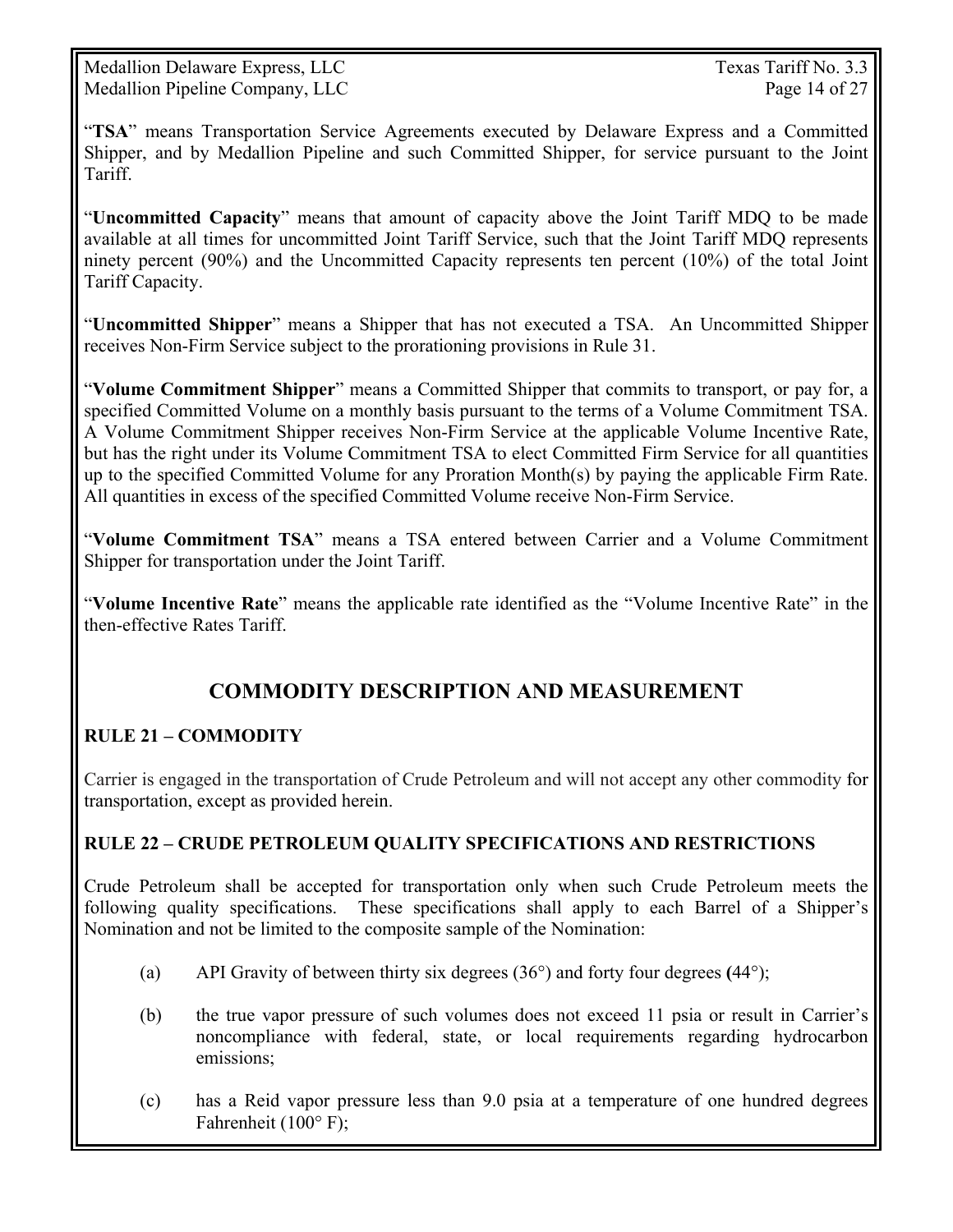"**TSA**" means Transportation Service Agreements executed by Delaware Express and a Committed Shipper, and by Medallion Pipeline and such Committed Shipper, for service pursuant to the Joint Tariff.

"**Uncommitted Capacity**" means that amount of capacity above the Joint Tariff MDQ to be made available at all times for uncommitted Joint Tariff Service, such that the Joint Tariff MDQ represents ninety percent (90%) and the Uncommitted Capacity represents ten percent (10%) of the total Joint Tariff Capacity.

"**Uncommitted Shipper**" means a Shipper that has not executed a TSA. An Uncommitted Shipper receives Non-Firm Service subject to the prorationing provisions in Rule 31.

"**Volume Commitment Shipper**" means a Committed Shipper that commits to transport, or pay for, a specified Committed Volume on a monthly basis pursuant to the terms of a Volume Commitment TSA. A Volume Commitment Shipper receives Non-Firm Service at the applicable Volume Incentive Rate, but has the right under its Volume Commitment TSA to elect Committed Firm Service for all quantities up to the specified Committed Volume for any Proration Month(s) by paying the applicable Firm Rate. All quantities in excess of the specified Committed Volume receive Non-Firm Service.

"**Volume Commitment TSA**" means a TSA entered between Carrier and a Volume Commitment Shipper for transportation under the Joint Tariff.

"**Volume Incentive Rate**" means the applicable rate identified as the "Volume Incentive Rate" in the then-effective Rates Tariff.

## COMMODITY DESCRIPTION AND MEASUREMENT

### RULE 21 – COMMODITY

Carrier is engaged in the transportation of Crude Petroleum and will not accept any other commodity for transportation, except as provided herein.

### RULE 22 – CRUDE PETROLEUM QUALITY SPECIFICATIONS AND RESTRICTIONS

Crude Petroleum shall be accepted for transportation only when such Crude Petroleum meets the following quality specifications. These specifications shall apply to each Barrel of a Shipper's Nomination and not be limited to the composite sample of the Nomination:

(a) API Gravity of between thirty six degrees (36°) and forty four degrees (44°);

(b) the true vapor pressure of such volumes does not exceed 11 psia or result in Carrier's noncompliance with federal, state, or local requirements regarding hydrocarbon emissions;

(c) has a Reid vapor pressure less than 9.0 psia at a temperature of one hundred degrees Fahrenheit (100° F);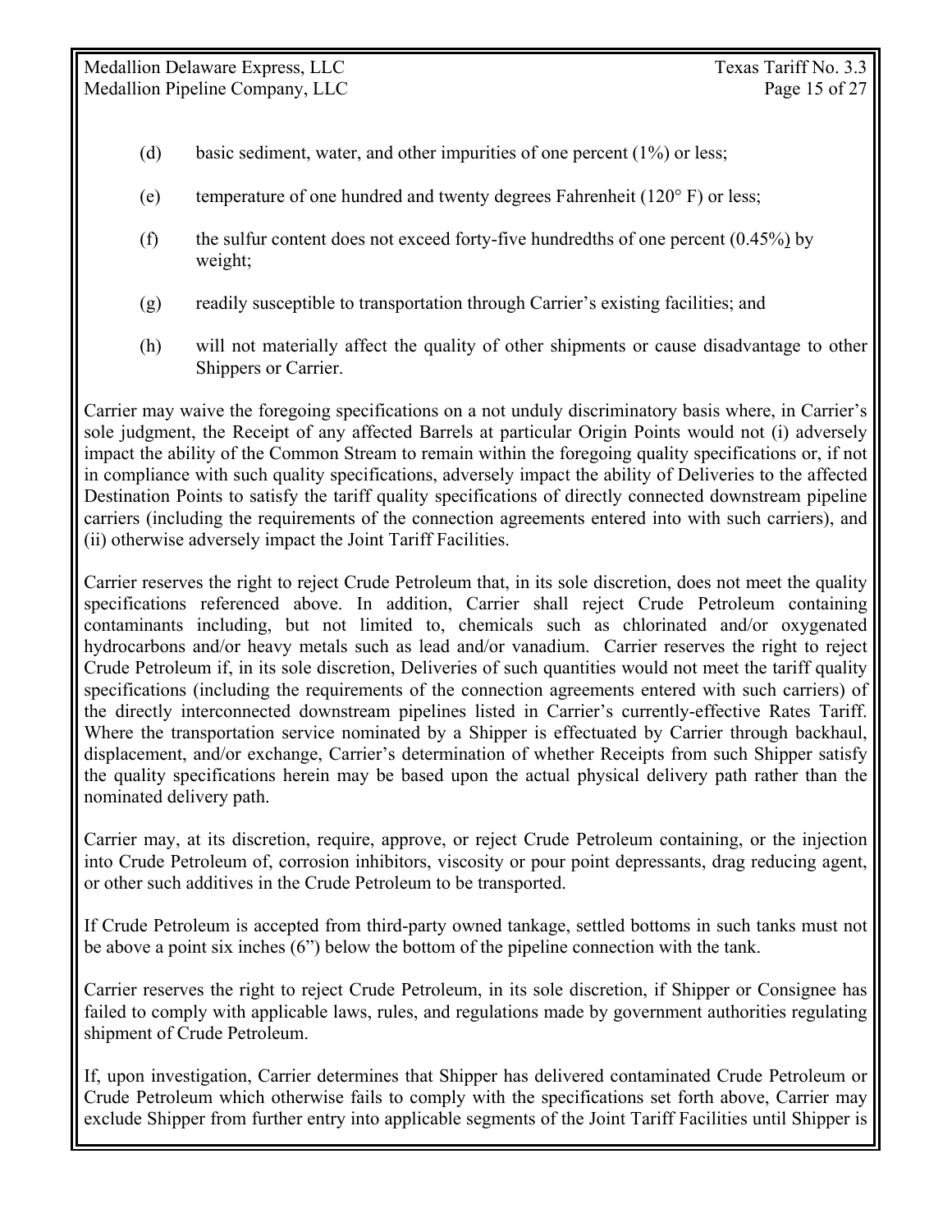(d) basic sediment, water, and other impurities of one percent (1%) or less;

(e) temperature of one hundred and twenty degrees Fahrenheit (120° F) or less;

(f) the sulfur content does not exceed forty-five hundredths of one percent (0.45%) by weight;

(g) readily susceptible to transportation through Carrier's existing facilities; and

(h) will not materially affect the quality of other shipments or cause disadvantage to other Shippers or Carrier.

Carrier may waive the foregoing specifications on a not unduly discriminatory basis where, in Carrier's sole judgment, the Receipt of any affected Barrels at particular Origin Points would not (i) adversely impact the ability of the Common Stream to remain within the foregoing quality specifications or, if not in compliance with such quality specifications, adversely impact the ability of Deliveries to the affected Destination Points to satisfy the tariff quality specifications of directly connected downstream pipeline carriers (including the requirements of the connection agreements entered into with such carriers), and (ii) otherwise adversely impact the Joint Tariff Facilities.

Carrier reserves the right to reject Crude Petroleum that, in its sole discretion, does not meet the quality specifications referenced above. In addition, Carrier shall reject Crude Petroleum containing contaminants including, but not limited to, chemicals such as chlorinated and/or oxygenated hydrocarbons and/or heavy metals such as lead and/or vanadium. Carrier reserves the right to reject Crude Petroleum if, in its sole discretion, Deliveries of such quantities would not meet the tariff quality specifications (including the requirements of the connection agreements entered with such carriers) of the directly interconnected downstream pipelines listed in Carrier's currently-effective Rates Tariff. Where the transportation service nominated by a Shipper is effectuated by Carrier through backhaul, displacement, and/or exchange, Carrier's determination of whether Receipts from such Shipper satisfy the quality specifications herein may be based upon the actual physical delivery path rather than the nominated delivery path.

Carrier may, at its discretion, require, approve, or reject Crude Petroleum containing, or the injection into Crude Petroleum of, corrosion inhibitors, viscosity or pour point depressants, drag reducing agent, or other such additives in the Crude Petroleum to be transported.

If Crude Petroleum is accepted from third-party owned tankage, settled bottoms in such tanks must not be above a point six inches (6") below the bottom of the pipeline connection with the tank.

Carrier reserves the right to reject Crude Petroleum, in its sole discretion, if Shipper or Consignee has failed to comply with applicable laws, rules, and regulations made by government authorities regulating shipment of Crude Petroleum.

If, upon investigation, Carrier determines that Shipper has delivered contaminated Crude Petroleum or Crude Petroleum which otherwise fails to comply with the specifications set forth above, Carrier may exclude Shipper from further entry into applicable segments of the Joint Tariff Facilities until Shipper is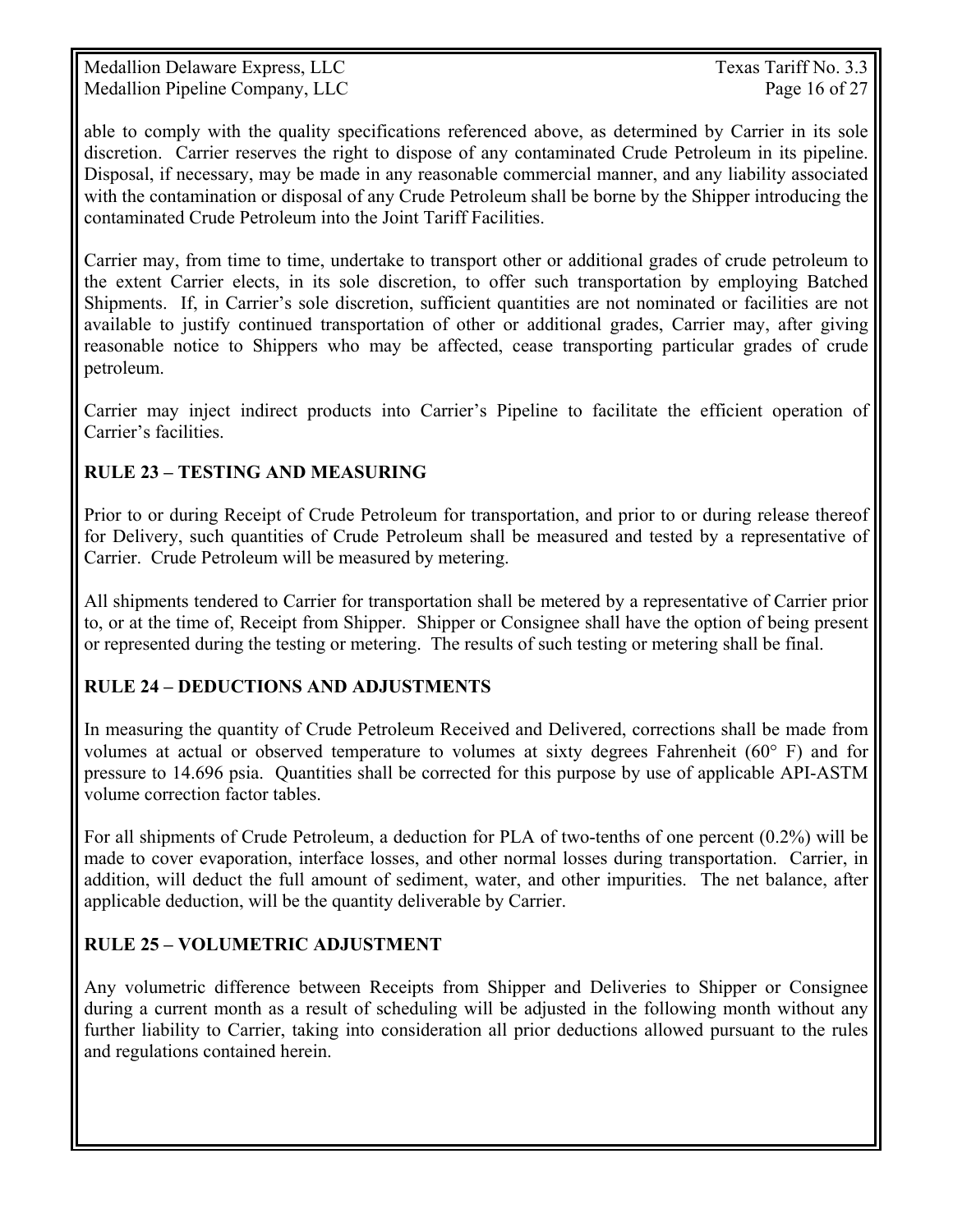able to comply with the quality specifications referenced above, as determined by Carrier in its sole discretion. Carrier reserves the right to dispose of any contaminated Crude Petroleum in its pipeline. Disposal, if necessary, may be made in any reasonable commercial manner, and any liability associated with the contamination or disposal of any Crude Petroleum shall be borne by the Shipper introducing the contaminated Crude Petroleum into the Joint Tariff Facilities.

Carrier may, from time to time, undertake to transport other or additional grades of crude petroleum to the extent Carrier elects, in its sole discretion, to offer such transportation by employing Batched Shipments. If, in Carrier's sole discretion, sufficient quantities are not nominated or facilities are not available to justify continued transportation of other or additional grades, Carrier may, after giving reasonable notice to Shippers who may be affected, cease transporting particular grades of crude petroleum.

Carrier may inject indirect products into Carrier's Pipeline to facilitate the efficient operation of Carrier's facilities.

## RULE 23 – TESTING AND MEASURING

Prior to or during Receipt of Crude Petroleum for transportation, and prior to or during release thereof for Delivery, such quantities of Crude Petroleum shall be measured and tested by a representative of Carrier. Crude Petroleum will be measured by metering.

All shipments tendered to Carrier for transportation shall be metered by a representative of Carrier prior to, or at the time of, Receipt from Shipper. Shipper or Consignee shall have the option of being present or represented during the testing or metering. The results of such testing or metering shall be final.

## RULE 24 – DEDUCTIONS AND ADJUSTMENTS

In measuring the quantity of Crude Petroleum Received and Delivered, corrections shall be made from volumes at actual or observed temperature to volumes at sixty degrees Fahrenheit (60° F) and for pressure to 14.696 psia. Quantities shall be corrected for this purpose by use of applicable API-ASTM volume correction factor tables.

For all shipments of Crude Petroleum, a deduction for PLA of two-tenths of one percent (0.2%) will be made to cover evaporation, interface losses, and other normal losses during transportation. Carrier, in addition, will deduct the full amount of sediment, water, and other impurities. The net balance, after applicable deduction, will be the quantity deliverable by Carrier.

## RULE 25 – VOLUMETRIC ADJUSTMENT

Any volumetric difference between Receipts from Shipper and Deliveries to Shipper or Consignee during a current month as a result of scheduling will be adjusted in the following month without any further liability to Carrier, taking into consideration all prior deductions allowed pursuant to the rules and regulations contained herein.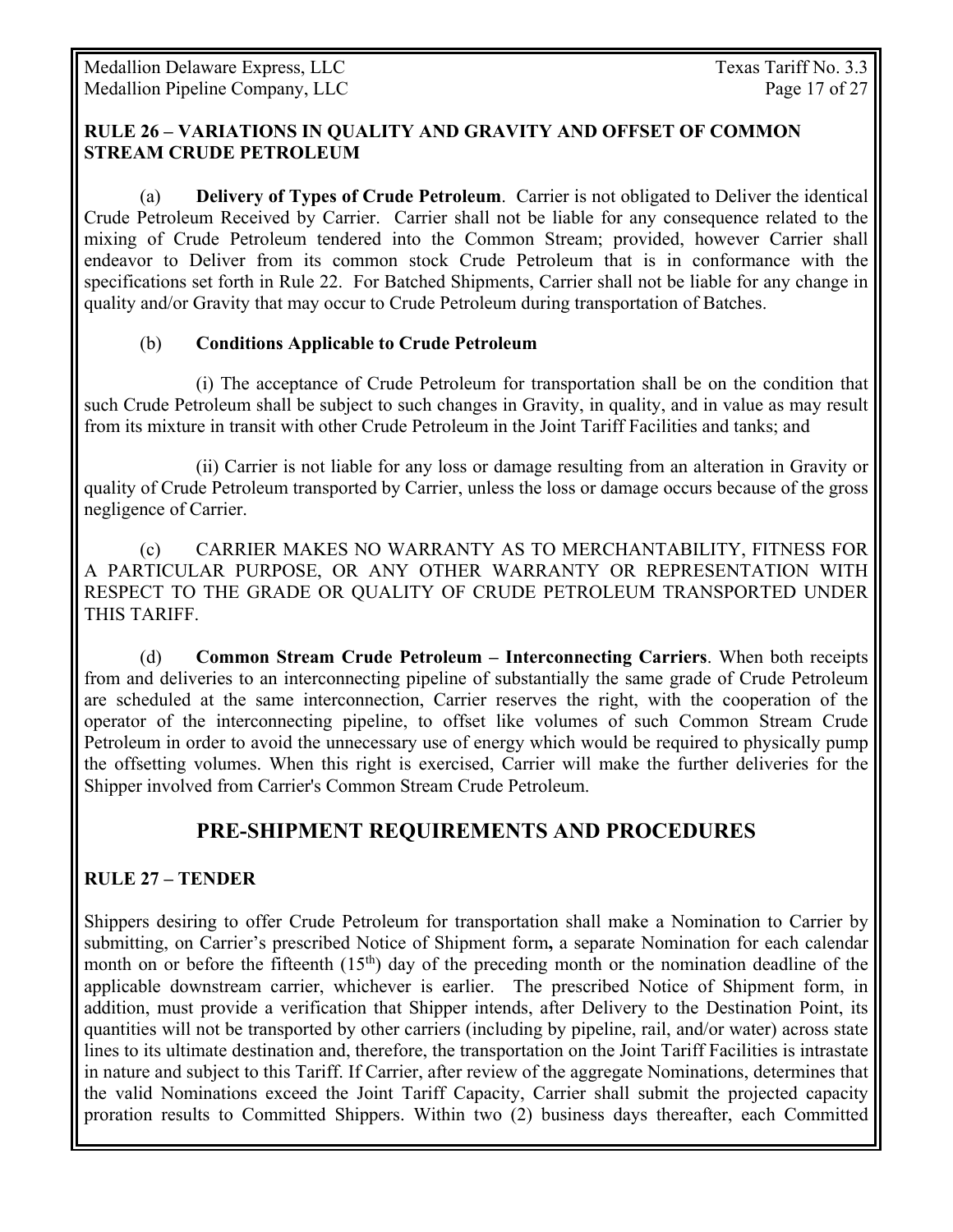**RULE 26 – VARIATIONS IN QUALITY AND GRAVITY AND OFFSET OF COMMON STREAM CRUDE PETROLEUM**

(a) **Delivery of Types of Crude Petroleum**. Carrier is not obligated to Deliver the identical Crude Petroleum Received by Carrier. Carrier shall not be liable for any consequence related to the mixing of Crude Petroleum tendered into the Common Stream; provided, however Carrier shall endeavor to Deliver from its common stock Crude Petroleum that is in conformance with the specifications set forth in Rule 22. For Batched Shipments, Carrier shall not be liable for any change in quality and/or Gravity that may occur to Crude Petroleum during transportation of Batches.

(b) **Conditions Applicable to Crude Petroleum**

(i) The acceptance of Crude Petroleum for transportation shall be on the condition that such Crude Petroleum shall be subject to such changes in Gravity, in quality, and in value as may result from its mixture in transit with other Crude Petroleum in the Joint Tariff Facilities and tanks; and

(ii) Carrier is not liable for any loss or damage resulting from an alteration in Gravity or quality of Crude Petroleum transported by Carrier, unless the loss or damage occurs because of the gross negligence of Carrier.

(c) CARRIER MAKES NO WARRANTY AS TO MERCHANTABILITY, FITNESS FOR A PARTICULAR PURPOSE, OR ANY OTHER WARRANTY OR REPRESENTATION WITH RESPECT TO THE GRADE OR QUALITY OF CRUDE PETROLEUM TRANSPORTED UNDER THIS TARIFF.

(d) **Common Stream Crude Petroleum – Interconnecting Carriers**. When both receipts from and deliveries to an interconnecting pipeline of substantially the same grade of Crude Petroleum are scheduled at the same interconnection, Carrier reserves the right, with the cooperation of the operator of the interconnecting pipeline, to offset like volumes of such Common Stream Crude Petroleum in order to avoid the unnecessary use of energy which would be required to physically pump the offsetting volumes. When this right is exercised, Carrier will make the further deliveries for the Shipper involved from Carrier's Common Stream Crude Petroleum.

## PRE-SHIPMENT REQUIREMENTS AND PROCEDURES

**RULE 27 – TENDER**

Shippers desiring to offer Crude Petroleum for transportation shall make a Nomination to Carrier by submitting, on Carrier's prescribed Notice of Shipment form**,** a separate Nomination for each calendar month on or before the fifteenth (15th) day of the preceding month or the nomination deadline of the applicable downstream carrier, whichever is earlier. The prescribed Notice of Shipment form, in addition, must provide a verification that Shipper intends, after Delivery to the Destination Point, its quantities will not be transported by other carriers (including by pipeline, rail, and/or water) across state lines to its ultimate destination and, therefore, the transportation on the Joint Tariff Facilities is intrastate in nature and subject to this Tariff. If Carrier, after review of the aggregate Nominations, determines that the valid Nominations exceed the Joint Tariff Capacity, Carrier shall submit the projected capacity proration results to Committed Shippers. Within two (2) business days thereafter, each Committed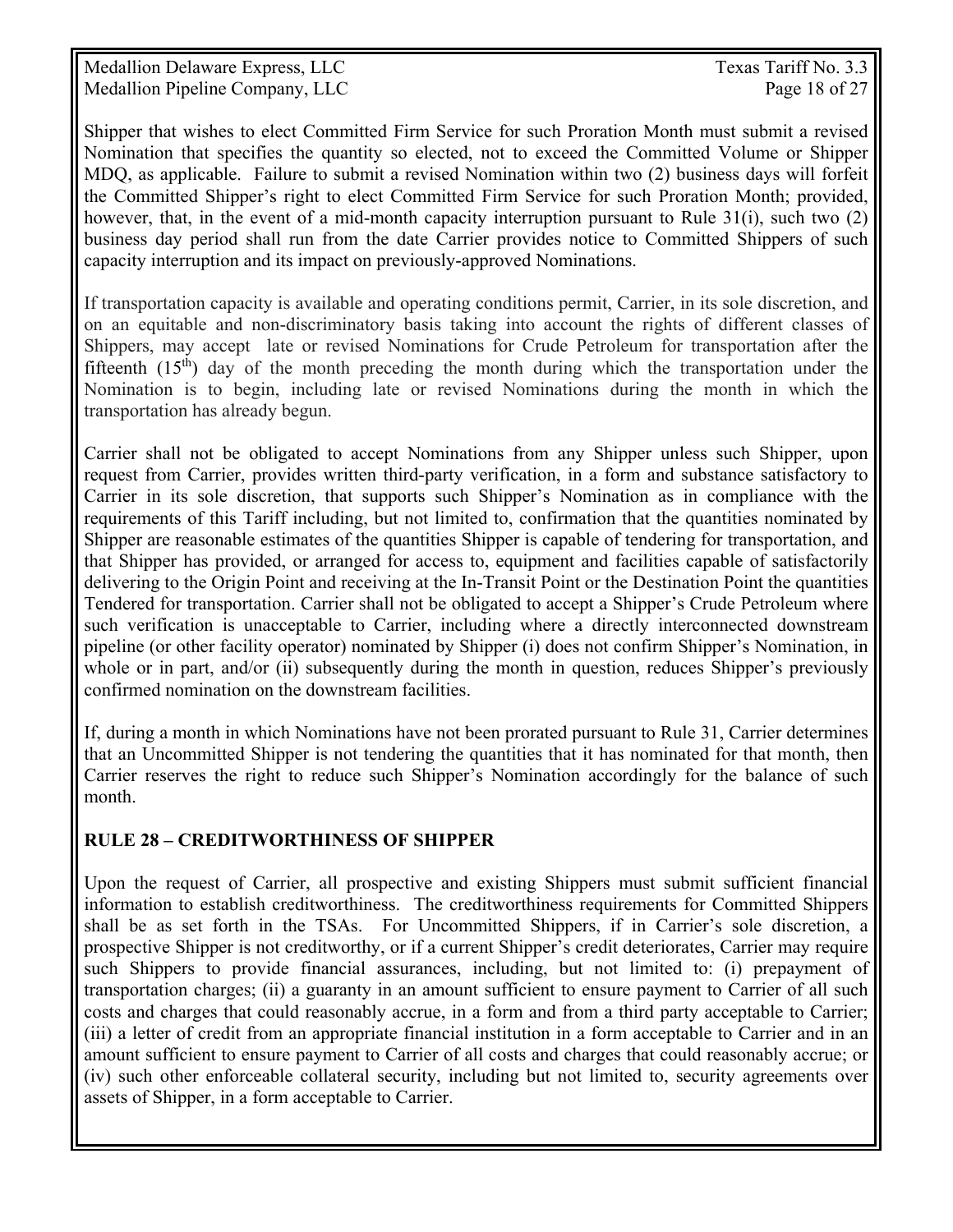Shipper that wishes to elect Committed Firm Service for such Proration Month must submit a revised Nomination that specifies the quantity so elected, not to exceed the Committed Volume or Shipper MDQ, as applicable. Failure to submit a revised Nomination within two (2) business days will forfeit the Committed Shipper's right to elect Committed Firm Service for such Proration Month; provided, however, that, in the event of a mid-month capacity interruption pursuant to Rule 31(i), such two (2) business day period shall run from the date Carrier provides notice to Committed Shippers of such capacity interruption and its impact on previously-approved Nominations.

If transportation capacity is available and operating conditions permit, Carrier, in its sole discretion, and on an equitable and non-discriminatory basis taking into account the rights of different classes of Shippers, may accept late or revised Nominations for Crude Petroleum for transportation after the fifteenth (15th) day of the month preceding the month during which the transportation under the Nomination is to begin, including late or revised Nominations during the month in which the transportation has already begun.

Carrier shall not be obligated to accept Nominations from any Shipper unless such Shipper, upon request from Carrier, provides written third-party verification, in a form and substance satisfactory to Carrier in its sole discretion, that supports such Shipper's Nomination as in compliance with the requirements of this Tariff including, but not limited to, confirmation that the quantities nominated by Shipper are reasonable estimates of the quantities Shipper is capable of tendering for transportation, and that Shipper has provided, or arranged for access to, equipment and facilities capable of satisfactorily delivering to the Origin Point and receiving at the In-Transit Point or the Destination Point the quantities Tendered for transportation. Carrier shall not be obligated to accept a Shipper's Crude Petroleum where such verification is unacceptable to Carrier, including where a directly interconnected downstream pipeline (or other facility operator) nominated by Shipper (i) does not confirm Shipper's Nomination, in whole or in part, and/or (ii) subsequently during the month in question, reduces Shipper's previously confirmed nomination on the downstream facilities.

If, during a month in which Nominations have not been prorated pursuant to Rule 31, Carrier determines that an Uncommitted Shipper is not tendering the quantities that it has nominated for that month, then Carrier reserves the right to reduce such Shipper's Nomination accordingly for the balance of such month.

## RULE 28 – CREDITWORTHINESS OF SHIPPER

Upon the request of Carrier, all prospective and existing Shippers must submit sufficient financial information to establish creditworthiness. The creditworthiness requirements for Committed Shippers shall be as set forth in the TSAs. For Uncommitted Shippers, if in Carrier's sole discretion, a prospective Shipper is not creditworthy, or if a current Shipper's credit deteriorates, Carrier may require such Shippers to provide financial assurances, including, but not limited to: (i) prepayment of transportation charges; (ii) a guaranty in an amount sufficient to ensure payment to Carrier of all such costs and charges that could reasonably accrue, in a form and from a third party acceptable to Carrier; (iii) a letter of credit from an appropriate financial institution in a form acceptable to Carrier and in an amount sufficient to ensure payment to Carrier of all costs and charges that could reasonably accrue; or (iv) such other enforceable collateral security, including but not limited to, security agreements over assets of Shipper, in a form acceptable to Carrier.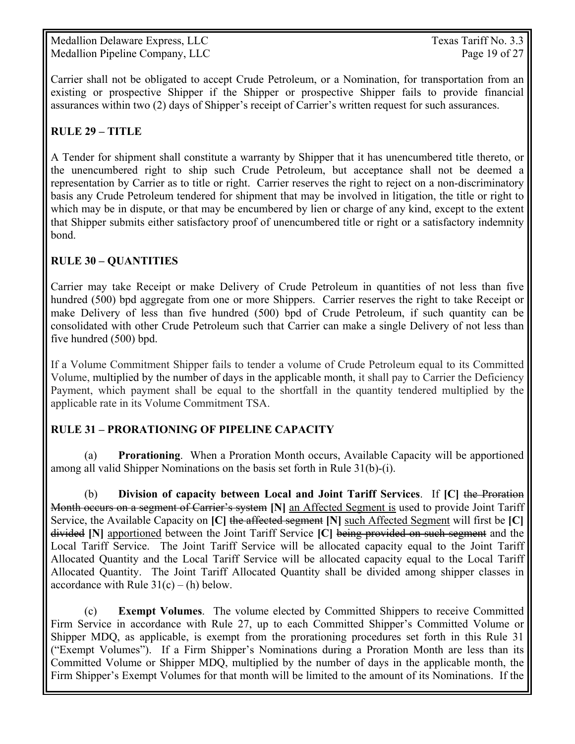Carrier shall not be obligated to accept Crude Petroleum, or a Nomination, for transportation from an existing or prospective Shipper if the Shipper or prospective Shipper fails to provide financial assurances within two (2) days of Shipper's receipt of Carrier's written request for such assurances.

## RULE 29 – TITLE

A Tender for shipment shall constitute a warranty by Shipper that it has unencumbered title thereto, or the unencumbered right to ship such Crude Petroleum, but acceptance shall not be deemed a representation by Carrier as to title or right. Carrier reserves the right to reject on a non-discriminatory basis any Crude Petroleum tendered for shipment that may be involved in litigation, the title or right to which may be in dispute, or that may be encumbered by lien or charge of any kind, except to the extent that Shipper submits either satisfactory proof of unencumbered title or right or a satisfactory indemnity bond.

## RULE 30 – QUANTITIES

Carrier may take Receipt or make Delivery of Crude Petroleum in quantities of not less than five hundred (500) bpd aggregate from one or more Shippers. Carrier reserves the right to take Receipt or make Delivery of less than five hundred (500) bpd of Crude Petroleum, if such quantity can be consolidated with other Crude Petroleum such that Carrier can make a single Delivery of not less than five hundred (500) bpd.

If a Volume Commitment Shipper fails to tender a volume of Crude Petroleum equal to its Committed Volume, multiplied by the number of days in the applicable month, it shall pay to Carrier the Deficiency Payment, which payment shall be equal to the shortfall in the quantity tendered multiplied by the applicable rate in its Volume Commitment TSA.

## RULE 31 – PRORATIONING OF PIPELINE CAPACITY

(a) **Prorationing**. When a Proration Month occurs, Available Capacity will be apportioned among all valid Shipper Nominations on the basis set forth in Rule 31(b)-(i).

(b) **Division of capacity between Local and Joint Tariff Services**. If **[C]** ~~the Proration Month occurs on a segment of Carrier's system~~ **[N]** <u>an Affected Segment is</u> used to provide Joint Tariff Service, the Available Capacity on **[C]** ~~the affected segment~~ **[N]** <u>such Affected Segment</u> will first be **[C]** ~~divided~~ **[N]** <u>apportioned</u> between the Joint Tariff Service **[C]** ~~being provided on such segment~~ and the Local Tariff Service. The Joint Tariff Service will be allocated capacity equal to the Joint Tariff Allocated Quantity and the Local Tariff Service will be allocated capacity equal to the Local Tariff Allocated Quantity. The Joint Tariff Allocated Quantity shall be divided among shipper classes in accordance with Rule 31(c) – (h) below.

(c) **Exempt Volumes**. The volume elected by Committed Shippers to receive Committed Firm Service in accordance with Rule 27, up to each Committed Shipper's Committed Volume or Shipper MDQ, as applicable, is exempt from the prorationing procedures set forth in this Rule 31 ("Exempt Volumes"). If a Firm Shipper's Nominations during a Proration Month are less than its Committed Volume or Shipper MDQ, multiplied by the number of days in the applicable month, the Firm Shipper's Exempt Volumes for that month will be limited to the amount of its Nominations. If the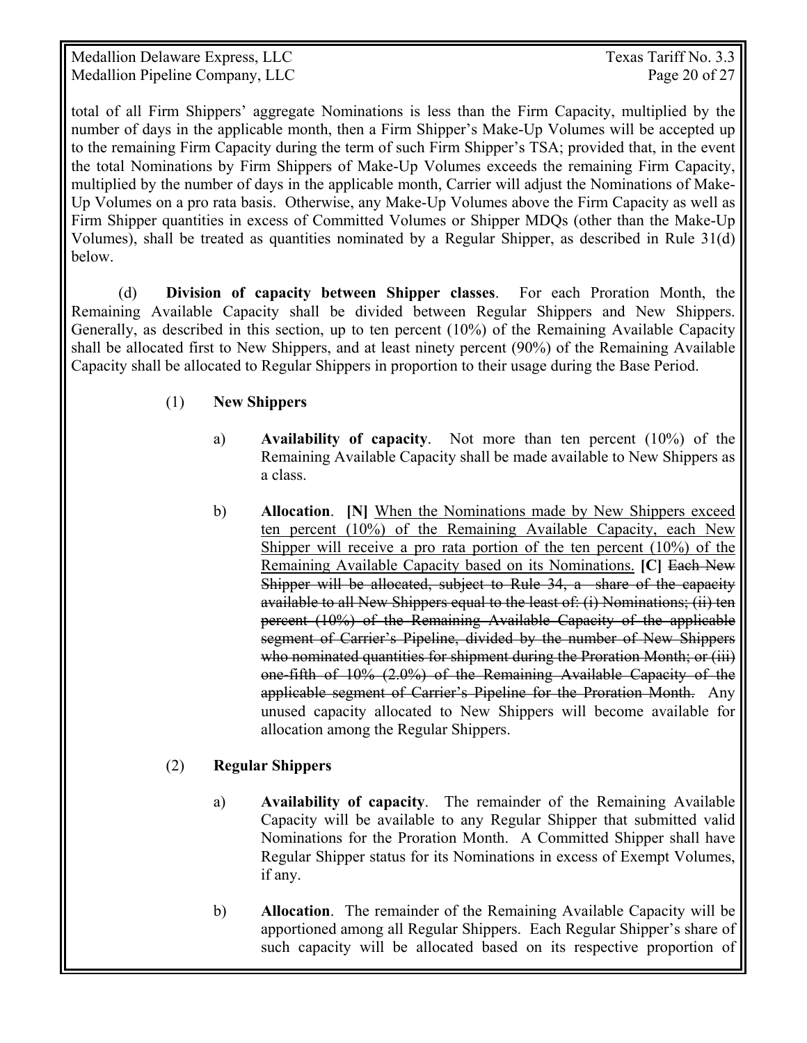total of all Firm Shippers' aggregate Nominations is less than the Firm Capacity, multiplied by the number of days in the applicable month, then a Firm Shipper's Make-Up Volumes will be accepted up to the remaining Firm Capacity during the term of such Firm Shipper's TSA; provided that, in the event the total Nominations by Firm Shippers of Make-Up Volumes exceeds the remaining Firm Capacity, multiplied by the number of days in the applicable month, Carrier will adjust the Nominations of Make-Up Volumes on a pro rata basis. Otherwise, any Make-Up Volumes above the Firm Capacity as well as Firm Shipper quantities in excess of Committed Volumes or Shipper MDQs (other than the Make-Up Volumes), shall be treated as quantities nominated by a Regular Shipper, as described in Rule 31(d) below.

(d) **Division of capacity between Shipper classes**. For each Proration Month, the Remaining Available Capacity shall be divided between Regular Shippers and New Shippers. Generally, as described in this section, up to ten percent (10%) of the Remaining Available Capacity shall be allocated first to New Shippers, and at least ninety percent (90%) of the Remaining Available Capacity shall be allocated to Regular Shippers in proportion to their usage during the Base Period.

(1) **New Shippers**

a) **Availability of capacity**. Not more than ten percent (10%) of the Remaining Available Capacity shall be made available to New Shippers as a class.

b) **Allocation**. **[N]** <u>When the Nominations made by New Shippers exceed ten percent (10%) of the Remaining Available Capacity, each New Shipper will receive a pro rata portion of the ten percent (10%) of the Remaining Available Capacity based on its Nominations.</u> **[C]** ~~Each New Shipper will be allocated, subject to Rule 34, a share of the capacity available to all New Shippers equal to the least of: (i) Nominations; (ii) ten percent (10%) of the Remaining Available Capacity of the applicable segment of Carrier's Pipeline, divided by the number of New Shippers who nominated quantities for shipment during the Proration Month; or (iii) one-fifth of 10% (2.0%) of the Remaining Available Capacity of the applicable segment of Carrier's Pipeline for the Proration Month.~~ Any unused capacity allocated to New Shippers will become available for allocation among the Regular Shippers.

(2) **Regular Shippers**

a) **Availability of capacity**. The remainder of the Remaining Available Capacity will be available to any Regular Shipper that submitted valid Nominations for the Proration Month. A Committed Shipper shall have Regular Shipper status for its Nominations in excess of Exempt Volumes, if any.

b) **Allocation**. The remainder of the Remaining Available Capacity will be apportioned among all Regular Shippers. Each Regular Shipper's share of such capacity will be allocated based on its respective proportion of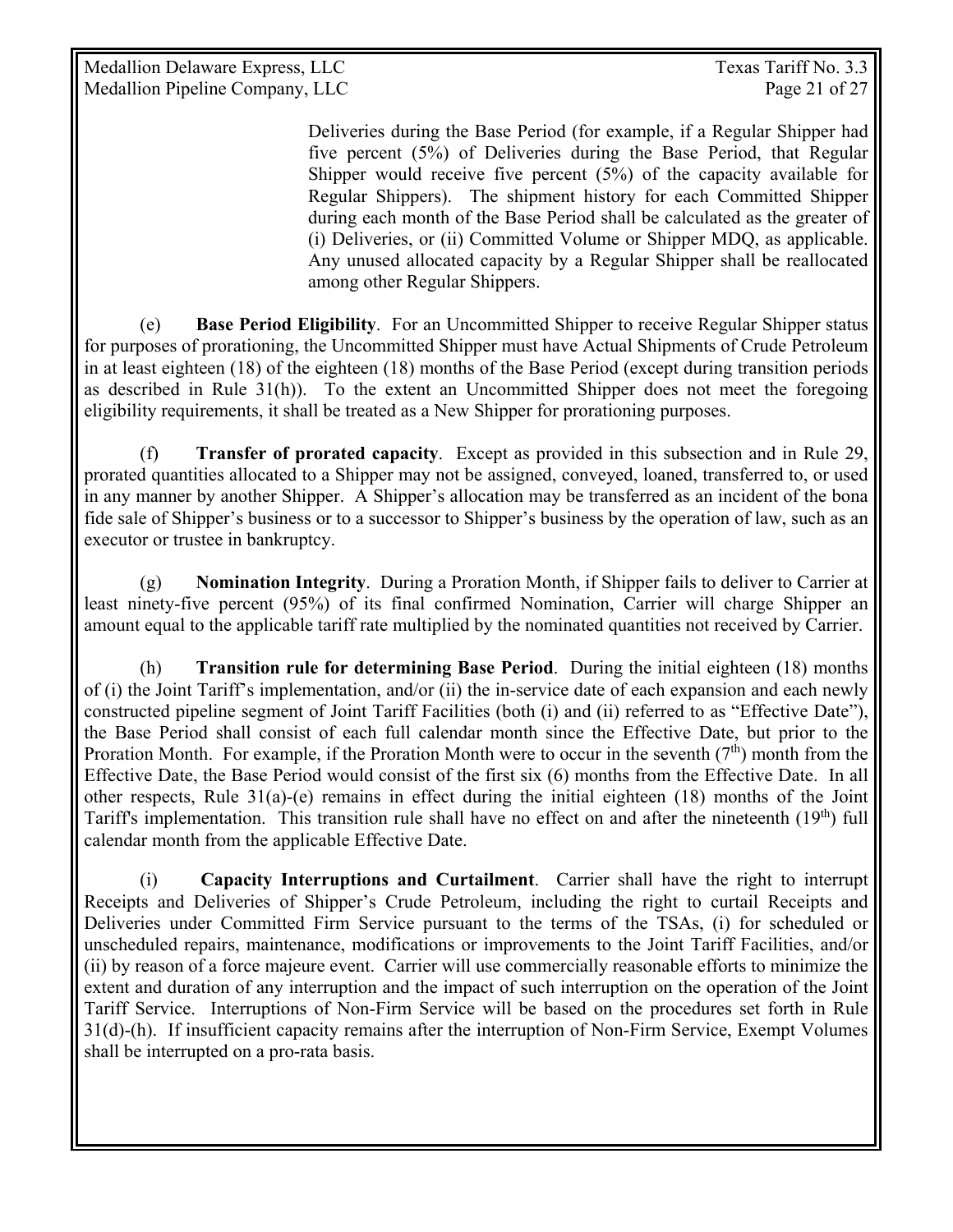Deliveries during the Base Period (for example, if a Regular Shipper had five percent (5%) of Deliveries during the Base Period, that Regular Shipper would receive five percent (5%) of the capacity available for Regular Shippers). The shipment history for each Committed Shipper during each month of the Base Period shall be calculated as the greater of (i) Deliveries, or (ii) Committed Volume or Shipper MDQ, as applicable. Any unused allocated capacity by a Regular Shipper shall be reallocated among other Regular Shippers.

(e) **Base Period Eligibility**. For an Uncommitted Shipper to receive Regular Shipper status for purposes of prorationing, the Uncommitted Shipper must have Actual Shipments of Crude Petroleum in at least eighteen (18) of the eighteen (18) months of the Base Period (except during transition periods as described in Rule 31(h)). To the extent an Uncommitted Shipper does not meet the foregoing eligibility requirements, it shall be treated as a New Shipper for prorationing purposes.

(f) **Transfer of prorated capacity**. Except as provided in this subsection and in Rule 29, prorated quantities allocated to a Shipper may not be assigned, conveyed, loaned, transferred to, or used in any manner by another Shipper. A Shipper's allocation may be transferred as an incident of the bona fide sale of Shipper's business or to a successor to Shipper's business by the operation of law, such as an executor or trustee in bankruptcy.

(g) **Nomination Integrity**. During a Proration Month, if Shipper fails to deliver to Carrier at least ninety-five percent (95%) of its final confirmed Nomination, Carrier will charge Shipper an amount equal to the applicable tariff rate multiplied by the nominated quantities not received by Carrier.

(h) **Transition rule for determining Base Period**. During the initial eighteen (18) months of (i) the Joint Tariff's implementation, and/or (ii) the in-service date of each expansion and each newly constructed pipeline segment of Joint Tariff Facilities (both (i) and (ii) referred to as "Effective Date"), the Base Period shall consist of each full calendar month since the Effective Date, but prior to the Proration Month. For example, if the Proration Month were to occur in the seventh (7th) month from the Effective Date, the Base Period would consist of the first six (6) months from the Effective Date. In all other respects, Rule 31(a)-(e) remains in effect during the initial eighteen (18) months of the Joint Tariff's implementation. This transition rule shall have no effect on and after the nineteenth (19th) full calendar month from the applicable Effective Date.

(i) **Capacity Interruptions and Curtailment**. Carrier shall have the right to interrupt Receipts and Deliveries of Shipper's Crude Petroleum, including the right to curtail Receipts and Deliveries under Committed Firm Service pursuant to the terms of the TSAs, (i) for scheduled or unscheduled repairs, maintenance, modifications or improvements to the Joint Tariff Facilities, and/or (ii) by reason of a force majeure event. Carrier will use commercially reasonable efforts to minimize the extent and duration of any interruption and the impact of such interruption on the operation of the Joint Tariff Service. Interruptions of Non-Firm Service will be based on the procedures set forth in Rule 31(d)-(h). If insufficient capacity remains after the interruption of Non-Firm Service, Exempt Volumes shall be interrupted on a pro-rata basis.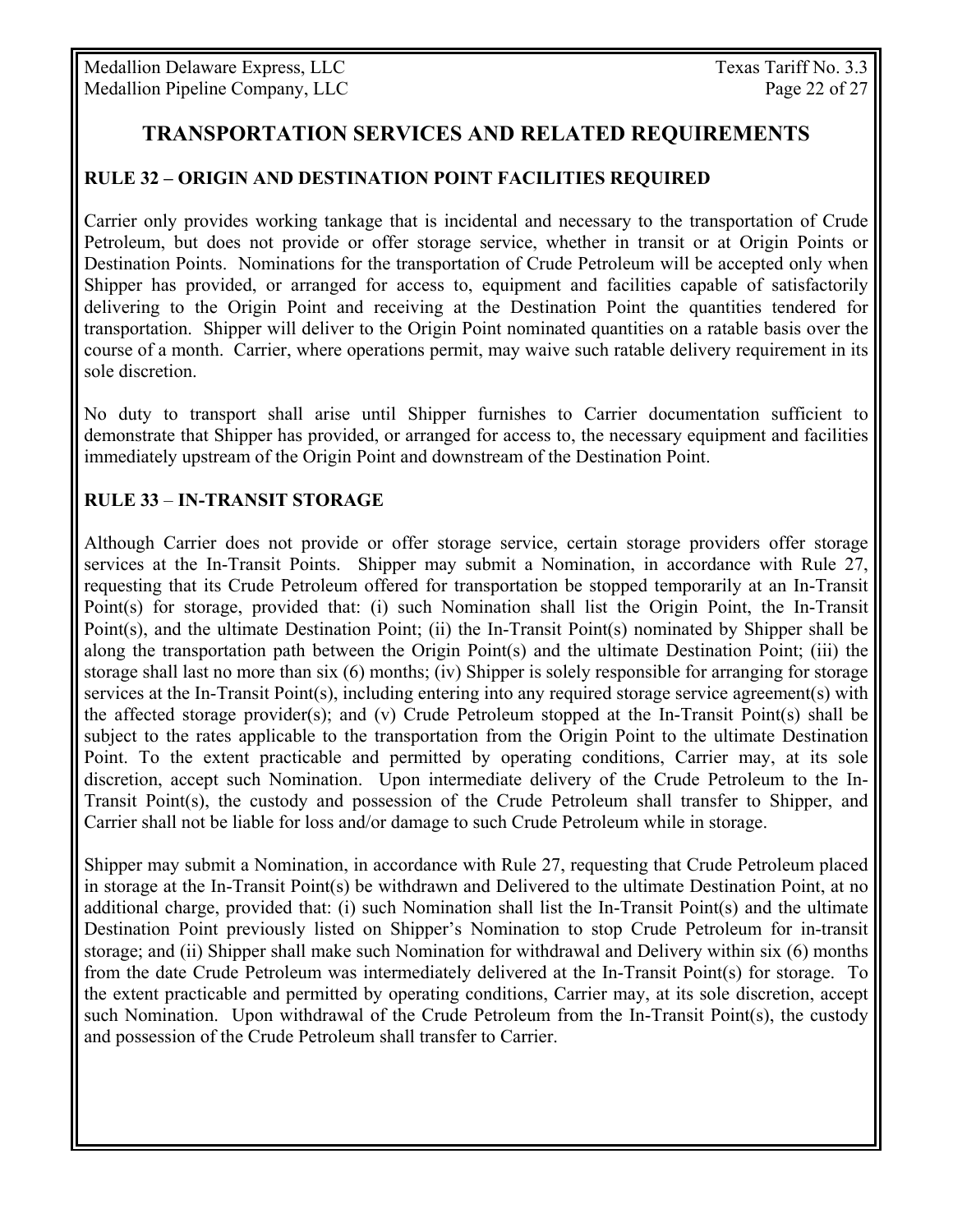## TRANSPORTATION SERVICES AND RELATED REQUIREMENTS

### RULE 32 – ORIGIN AND DESTINATION POINT FACILITIES REQUIRED

Carrier only provides working tankage that is incidental and necessary to the transportation of Crude Petroleum, but does not provide or offer storage service, whether in transit or at Origin Points or Destination Points. Nominations for the transportation of Crude Petroleum will be accepted only when Shipper has provided, or arranged for access to, equipment and facilities capable of satisfactorily delivering to the Origin Point and receiving at the Destination Point the quantities tendered for transportation. Shipper will deliver to the Origin Point nominated quantities on a ratable basis over the course of a month. Carrier, where operations permit, may waive such ratable delivery requirement in its sole discretion.

No duty to transport shall arise until Shipper furnishes to Carrier documentation sufficient to demonstrate that Shipper has provided, or arranged for access to, the necessary equipment and facilities immediately upstream of the Origin Point and downstream of the Destination Point.

### RULE 33 – IN-TRANSIT STORAGE

Although Carrier does not provide or offer storage service, certain storage providers offer storage services at the In-Transit Points. Shipper may submit a Nomination, in accordance with Rule 27, requesting that its Crude Petroleum offered for transportation be stopped temporarily at an In-Transit Point(s) for storage, provided that: (i) such Nomination shall list the Origin Point, the In-Transit Point(s), and the ultimate Destination Point; (ii) the In-Transit Point(s) nominated by Shipper shall be along the transportation path between the Origin Point(s) and the ultimate Destination Point; (iii) the storage shall last no more than six (6) months; (iv) Shipper is solely responsible for arranging for storage services at the In-Transit Point(s), including entering into any required storage service agreement(s) with the affected storage provider(s); and (v) Crude Petroleum stopped at the In-Transit Point(s) shall be subject to the rates applicable to the transportation from the Origin Point to the ultimate Destination Point. To the extent practicable and permitted by operating conditions, Carrier may, at its sole discretion, accept such Nomination. Upon intermediate delivery of the Crude Petroleum to the In-Transit Point(s), the custody and possession of the Crude Petroleum shall transfer to Shipper, and Carrier shall not be liable for loss and/or damage to such Crude Petroleum while in storage.

Shipper may submit a Nomination, in accordance with Rule 27, requesting that Crude Petroleum placed in storage at the In-Transit Point(s) be withdrawn and Delivered to the ultimate Destination Point, at no additional charge, provided that: (i) such Nomination shall list the In-Transit Point(s) and the ultimate Destination Point previously listed on Shipper's Nomination to stop Crude Petroleum for in-transit storage; and (ii) Shipper shall make such Nomination for withdrawal and Delivery within six (6) months from the date Crude Petroleum was intermediately delivered at the In-Transit Point(s) for storage. To the extent practicable and permitted by operating conditions, Carrier may, at its sole discretion, accept such Nomination. Upon withdrawal of the Crude Petroleum from the In-Transit Point(s), the custody and possession of the Crude Petroleum shall transfer to Carrier.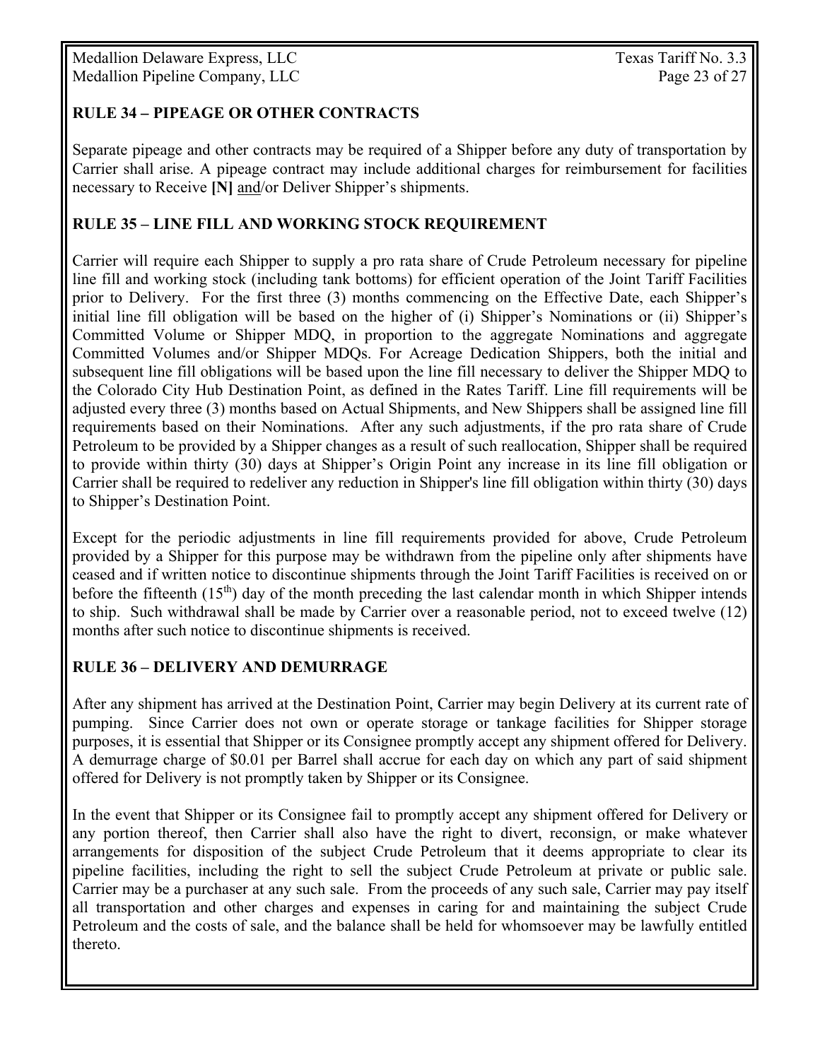## RULE 34 – PIPEAGE OR OTHER CONTRACTS

Separate pipeage and other contracts may be required of a Shipper before any duty of transportation by Carrier shall arise. A pipeage contract may include additional charges for reimbursement for facilities necessary to Receive **[N]** <u>and</u>/or Deliver Shipper's shipments.

## RULE 35 – LINE FILL AND WORKING STOCK REQUIREMENT

Carrier will require each Shipper to supply a pro rata share of Crude Petroleum necessary for pipeline line fill and working stock (including tank bottoms) for efficient operation of the Joint Tariff Facilities prior to Delivery. For the first three (3) months commencing on the Effective Date, each Shipper's initial line fill obligation will be based on the higher of (i) Shipper's Nominations or (ii) Shipper's Committed Volume or Shipper MDQ, in proportion to the aggregate Nominations and aggregate Committed Volumes and/or Shipper MDQs. For Acreage Dedication Shippers, both the initial and subsequent line fill obligations will be based upon the line fill necessary to deliver the Shipper MDQ to the Colorado City Hub Destination Point, as defined in the Rates Tariff. Line fill requirements will be adjusted every three (3) months based on Actual Shipments, and New Shippers shall be assigned line fill requirements based on their Nominations. After any such adjustments, if the pro rata share of Crude Petroleum to be provided by a Shipper changes as a result of such reallocation, Shipper shall be required to provide within thirty (30) days at Shipper's Origin Point any increase in its line fill obligation or Carrier shall be required to redeliver any reduction in Shipper's line fill obligation within thirty (30) days to Shipper's Destination Point.

Except for the periodic adjustments in line fill requirements provided for above, Crude Petroleum provided by a Shipper for this purpose may be withdrawn from the pipeline only after shipments have ceased and if written notice to discontinue shipments through the Joint Tariff Facilities is received on or before the fifteenth (15th) day of the month preceding the last calendar month in which Shipper intends to ship. Such withdrawal shall be made by Carrier over a reasonable period, not to exceed twelve (12) months after such notice to discontinue shipments is received.

## RULE 36 – DELIVERY AND DEMURRAGE

After any shipment has arrived at the Destination Point, Carrier may begin Delivery at its current rate of pumping. Since Carrier does not own or operate storage or tankage facilities for Shipper storage purposes, it is essential that Shipper or its Consignee promptly accept any shipment offered for Delivery. A demurrage charge of $0.01 per Barrel shall accrue for each day on which any part of said shipment offered for Delivery is not promptly taken by Shipper or its Consignee.

In the event that Shipper or its Consignee fail to promptly accept any shipment offered for Delivery or any portion thereof, then Carrier shall also have the right to divert, reconsign, or make whatever arrangements for disposition of the subject Crude Petroleum that it deems appropriate to clear its pipeline facilities, including the right to sell the subject Crude Petroleum at private or public sale. Carrier may be a purchaser at any such sale. From the proceeds of any such sale, Carrier may pay itself all transportation and other charges and expenses in caring for and maintaining the subject Crude Petroleum and the costs of sale, and the balance shall be held for whomsoever may be lawfully entitled thereto.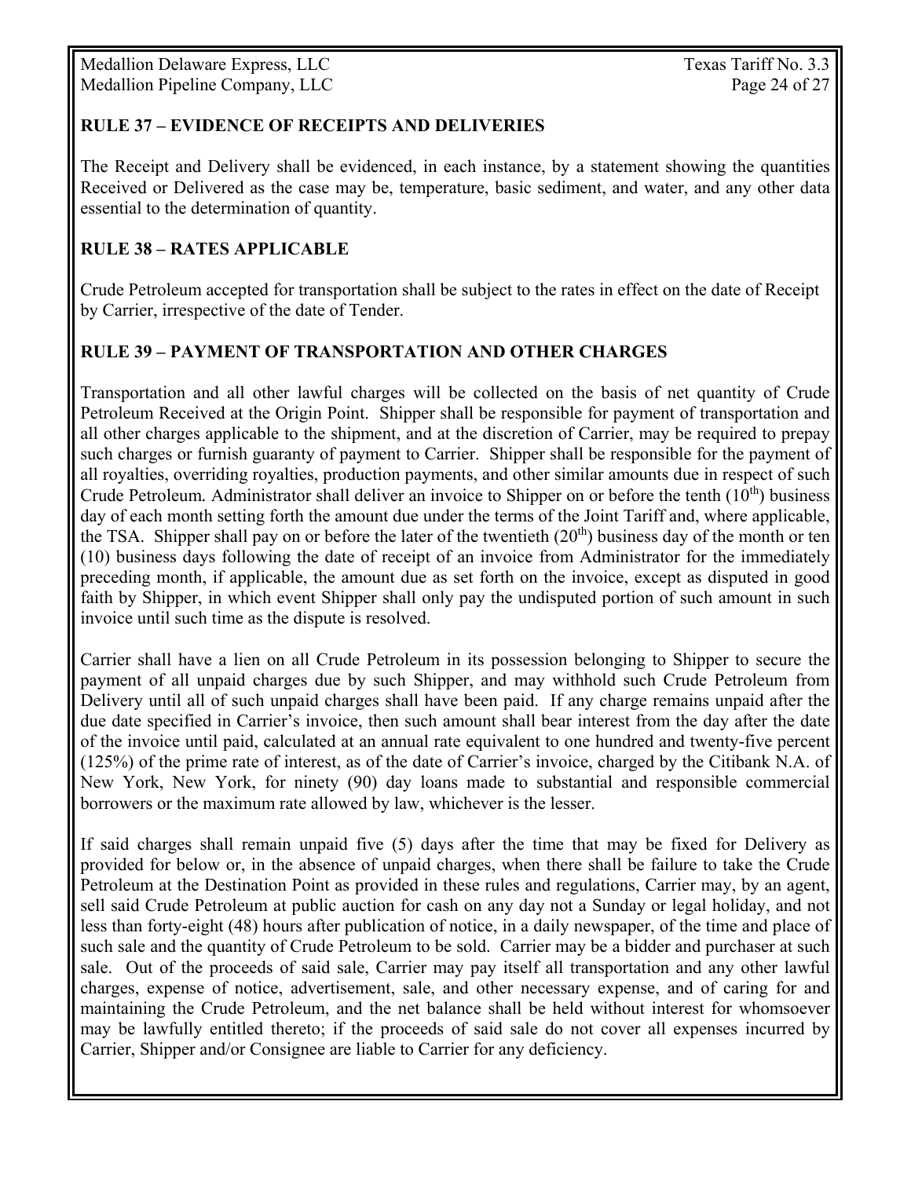## RULE 37 – EVIDENCE OF RECEIPTS AND DELIVERIES

The Receipt and Delivery shall be evidenced, in each instance, by a statement showing the quantities Received or Delivered as the case may be, temperature, basic sediment, and water, and any other data essential to the determination of quantity.

## RULE 38 – RATES APPLICABLE

Crude Petroleum accepted for transportation shall be subject to the rates in effect on the date of Receipt by Carrier, irrespective of the date of Tender.

## RULE 39 – PAYMENT OF TRANSPORTATION AND OTHER CHARGES

Transportation and all other lawful charges will be collected on the basis of net quantity of Crude Petroleum Received at the Origin Point. Shipper shall be responsible for payment of transportation and all other charges applicable to the shipment, and at the discretion of Carrier, may be required to prepay such charges or furnish guaranty of payment to Carrier. Shipper shall be responsible for the payment of all royalties, overriding royalties, production payments, and other similar amounts due in respect of such Crude Petroleum. Administrator shall deliver an invoice to Shipper on or before the tenth (10th) business day of each month setting forth the amount due under the terms of the Joint Tariff and, where applicable, the TSA. Shipper shall pay on or before the later of the twentieth (20th) business day of the month or ten (10) business days following the date of receipt of an invoice from Administrator for the immediately preceding month, if applicable, the amount due as set forth on the invoice, except as disputed in good faith by Shipper, in which event Shipper shall only pay the undisputed portion of such amount in such invoice until such time as the dispute is resolved.

Carrier shall have a lien on all Crude Petroleum in its possession belonging to Shipper to secure the payment of all unpaid charges due by such Shipper, and may withhold such Crude Petroleum from Delivery until all of such unpaid charges shall have been paid. If any charge remains unpaid after the due date specified in Carrier's invoice, then such amount shall bear interest from the day after the date of the invoice until paid, calculated at an annual rate equivalent to one hundred and twenty-five percent (125%) of the prime rate of interest, as of the date of Carrier's invoice, charged by the Citibank N.A. of New York, New York, for ninety (90) day loans made to substantial and responsible commercial borrowers or the maximum rate allowed by law, whichever is the lesser.

If said charges shall remain unpaid five (5) days after the time that may be fixed for Delivery as provided for below or, in the absence of unpaid charges, when there shall be failure to take the Crude Petroleum at the Destination Point as provided in these rules and regulations, Carrier may, by an agent, sell said Crude Petroleum at public auction for cash on any day not a Sunday or legal holiday, and not less than forty-eight (48) hours after publication of notice, in a daily newspaper, of the time and place of such sale and the quantity of Crude Petroleum to be sold. Carrier may be a bidder and purchaser at such sale. Out of the proceeds of said sale, Carrier may pay itself all transportation and any other lawful charges, expense of notice, advertisement, sale, and other necessary expense, and of caring for and maintaining the Crude Petroleum, and the net balance shall be held without interest for whomsoever may be lawfully entitled thereto; if the proceeds of said sale do not cover all expenses incurred by Carrier, Shipper and/or Consignee are liable to Carrier for any deficiency.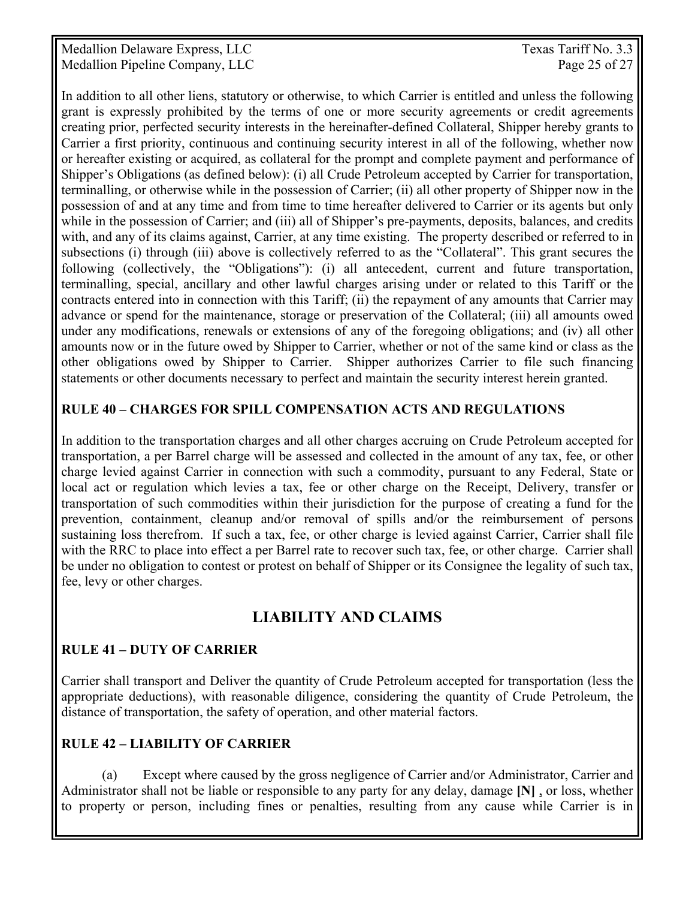In addition to all other liens, statutory or otherwise, to which Carrier is entitled and unless the following grant is expressly prohibited by the terms of one or more security agreements or credit agreements creating prior, perfected security interests in the hereinafter-defined Collateral, Shipper hereby grants to Carrier a first priority, continuous and continuing security interest in all of the following, whether now or hereafter existing or acquired, as collateral for the prompt and complete payment and performance of Shipper's Obligations (as defined below): (i) all Crude Petroleum accepted by Carrier for transportation, terminalling, or otherwise while in the possession of Carrier; (ii) all other property of Shipper now in the possession of and at any time and from time to time hereafter delivered to Carrier or its agents but only while in the possession of Carrier; and (iii) all of Shipper's pre-payments, deposits, balances, and credits with, and any of its claims against, Carrier, at any time existing. The property described or referred to in subsections (i) through (iii) above is collectively referred to as the "Collateral". This grant secures the following (collectively, the "Obligations"): (i) all antecedent, current and future transportation, terminalling, special, ancillary and other lawful charges arising under or related to this Tariff or the contracts entered into in connection with this Tariff; (ii) the repayment of any amounts that Carrier may advance or spend for the maintenance, storage or preservation of the Collateral; (iii) all amounts owed under any modifications, renewals or extensions of any of the foregoing obligations; and (iv) all other amounts now or in the future owed by Shipper to Carrier, whether or not of the same kind or class as the other obligations owed by Shipper to Carrier. Shipper authorizes Carrier to file such financing statements or other documents necessary to perfect and maintain the security interest herein granted.

**RULE 40 – CHARGES FOR SPILL COMPENSATION ACTS AND REGULATIONS**

In addition to the transportation charges and all other charges accruing on Crude Petroleum accepted for transportation, a per Barrel charge will be assessed and collected in the amount of any tax, fee, or other charge levied against Carrier in connection with such a commodity, pursuant to any Federal, State or local act or regulation which levies a tax, fee or other charge on the Receipt, Delivery, transfer or transportation of such commodities within their jurisdiction for the purpose of creating a fund for the prevention, containment, cleanup and/or removal of spills and/or the reimbursement of persons sustaining loss therefrom. If such a tax, fee, or other charge is levied against Carrier, Carrier shall file with the RRC to place into effect a per Barrel rate to recover such tax, fee, or other charge. Carrier shall be under no obligation to contest or protest on behalf of Shipper or its Consignee the legality of such tax, fee, levy or other charges.

## LIABILITY AND CLAIMS

**RULE 41 – DUTY OF CARRIER**

Carrier shall transport and Deliver the quantity of Crude Petroleum accepted for transportation (less the appropriate deductions), with reasonable diligence, considering the quantity of Crude Petroleum, the distance of transportation, the safety of operation, and other material factors.

**RULE 42 – LIABILITY OF CARRIER**

(a) Except where caused by the gross negligence of Carrier and/or Administrator, Carrier and Administrator shall not be liable or responsible to any party for any delay, damage **[N]** , or loss, whether to property or person, including fines or penalties, resulting from any cause while Carrier is in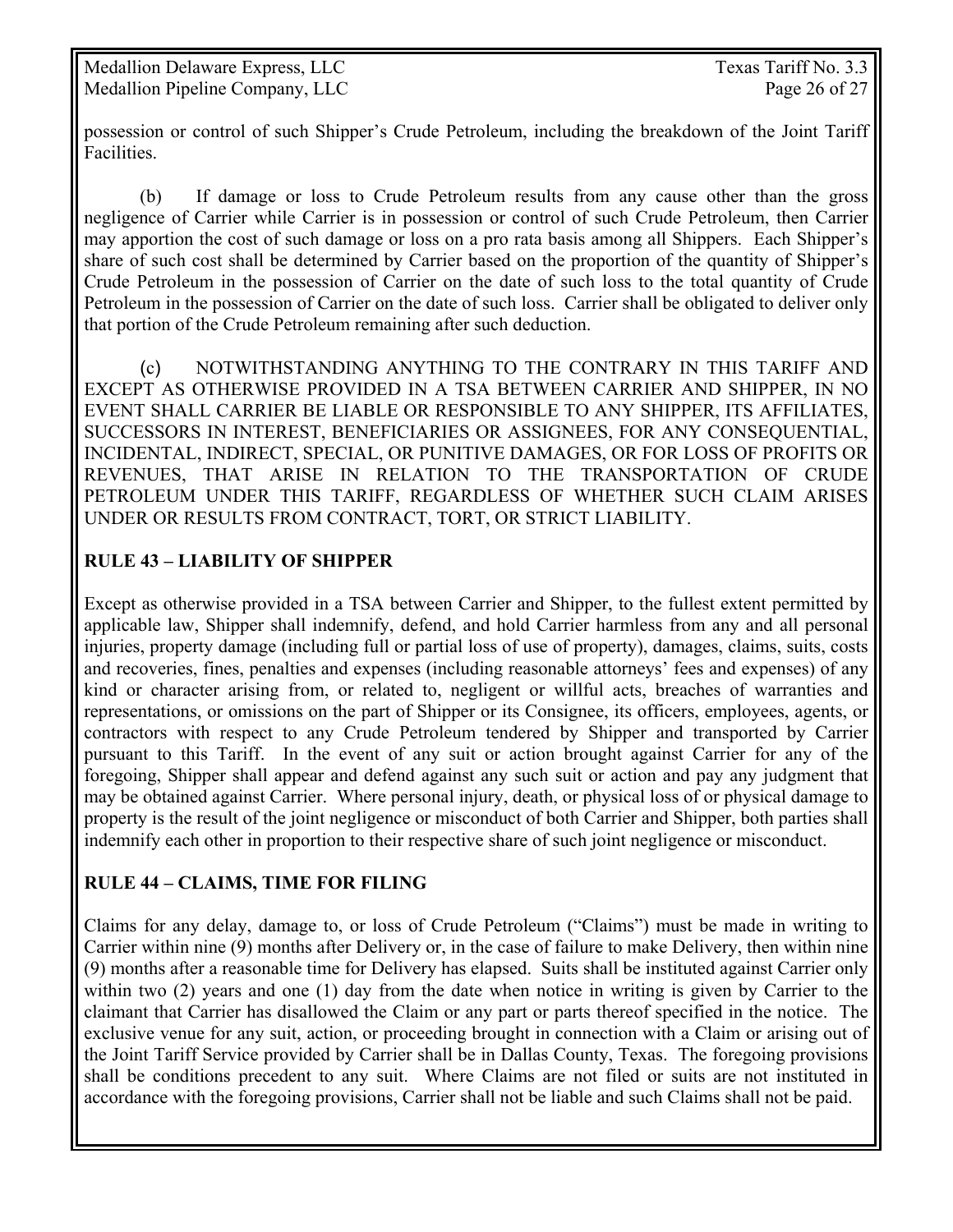possession or control of such Shipper's Crude Petroleum, including the breakdown of the Joint Tariff Facilities.

(b) If damage or loss to Crude Petroleum results from any cause other than the gross negligence of Carrier while Carrier is in possession or control of such Crude Petroleum, then Carrier may apportion the cost of such damage or loss on a pro rata basis among all Shippers. Each Shipper's share of such cost shall be determined by Carrier based on the proportion of the quantity of Shipper's Crude Petroleum in the possession of Carrier on the date of such loss to the total quantity of Crude Petroleum in the possession of Carrier on the date of such loss. Carrier shall be obligated to deliver only that portion of the Crude Petroleum remaining after such deduction.

(c) NOTWITHSTANDING ANYTHING TO THE CONTRARY IN THIS TARIFF AND EXCEPT AS OTHERWISE PROVIDED IN A TSA BETWEEN CARRIER AND SHIPPER, IN NO EVENT SHALL CARRIER BE LIABLE OR RESPONSIBLE TO ANY SHIPPER, ITS AFFILIATES, SUCCESSORS IN INTEREST, BENEFICIARIES OR ASSIGNEES, FOR ANY CONSEQUENTIAL, INCIDENTAL, INDIRECT, SPECIAL, OR PUNITIVE DAMAGES, OR FOR LOSS OF PROFITS OR REVENUES, THAT ARISE IN RELATION TO THE TRANSPORTATION OF CRUDE PETROLEUM UNDER THIS TARIFF, REGARDLESS OF WHETHER SUCH CLAIM ARISES UNDER OR RESULTS FROM CONTRACT, TORT, OR STRICT LIABILITY.

## RULE 43 – LIABILITY OF SHIPPER

Except as otherwise provided in a TSA between Carrier and Shipper, to the fullest extent permitted by applicable law, Shipper shall indemnify, defend, and hold Carrier harmless from any and all personal injuries, property damage (including full or partial loss of use of property), damages, claims, suits, costs and recoveries, fines, penalties and expenses (including reasonable attorneys' fees and expenses) of any kind or character arising from, or related to, negligent or willful acts, breaches of warranties and representations, or omissions on the part of Shipper or its Consignee, its officers, employees, agents, or contractors with respect to any Crude Petroleum tendered by Shipper and transported by Carrier pursuant to this Tariff. In the event of any suit or action brought against Carrier for any of the foregoing, Shipper shall appear and defend against any such suit or action and pay any judgment that may be obtained against Carrier. Where personal injury, death, or physical loss of or physical damage to property is the result of the joint negligence or misconduct of both Carrier and Shipper, both parties shall indemnify each other in proportion to their respective share of such joint negligence or misconduct.

## RULE 44 – CLAIMS, TIME FOR FILING

Claims for any delay, damage to, or loss of Crude Petroleum ("Claims") must be made in writing to Carrier within nine (9) months after Delivery or, in the case of failure to make Delivery, then within nine (9) months after a reasonable time for Delivery has elapsed. Suits shall be instituted against Carrier only within two (2) years and one (1) day from the date when notice in writing is given by Carrier to the claimant that Carrier has disallowed the Claim or any part or parts thereof specified in the notice. The exclusive venue for any suit, action, or proceeding brought in connection with a Claim or arising out of the Joint Tariff Service provided by Carrier shall be in Dallas County, Texas. The foregoing provisions shall be conditions precedent to any suit. Where Claims are not filed or suits are not instituted in accordance with the foregoing provisions, Carrier shall not be liable and such Claims shall not be paid.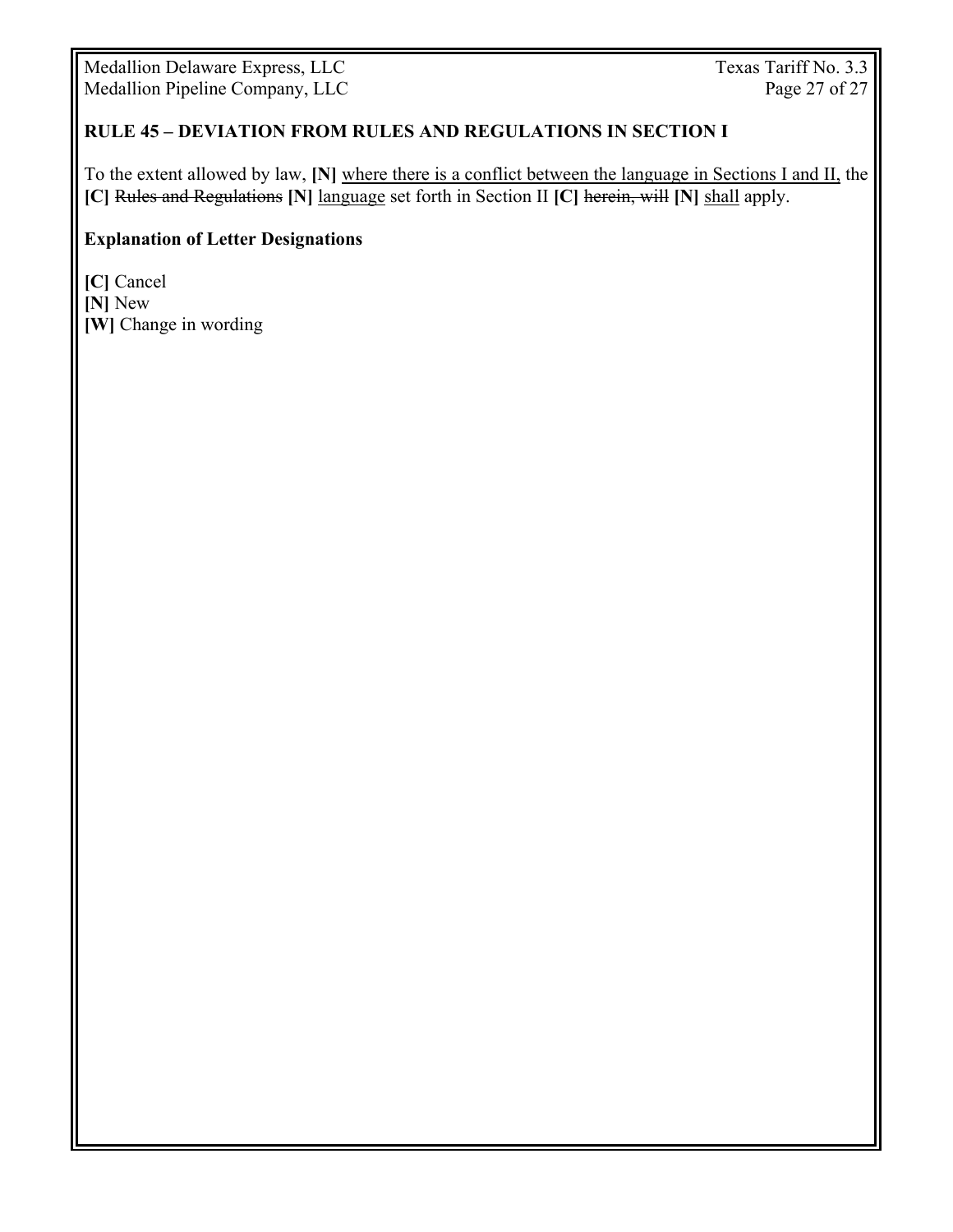## RULE 45 – DEVIATION FROM RULES AND REGULATIONS IN SECTION I

To the extent allowed by law, **[N]** <u>where there is a conflict between the language in Sections I and II,</u> the **[C]** ~~Rules and Regulations~~ **[N]** <u>language</u> set forth in Section II **[C]** ~~herein, will~~ **[N]** <u>shall</u> apply.

**Explanation of Letter Designations**

**[C]** Cancel
**[N]** New
**[W]** Change in wording